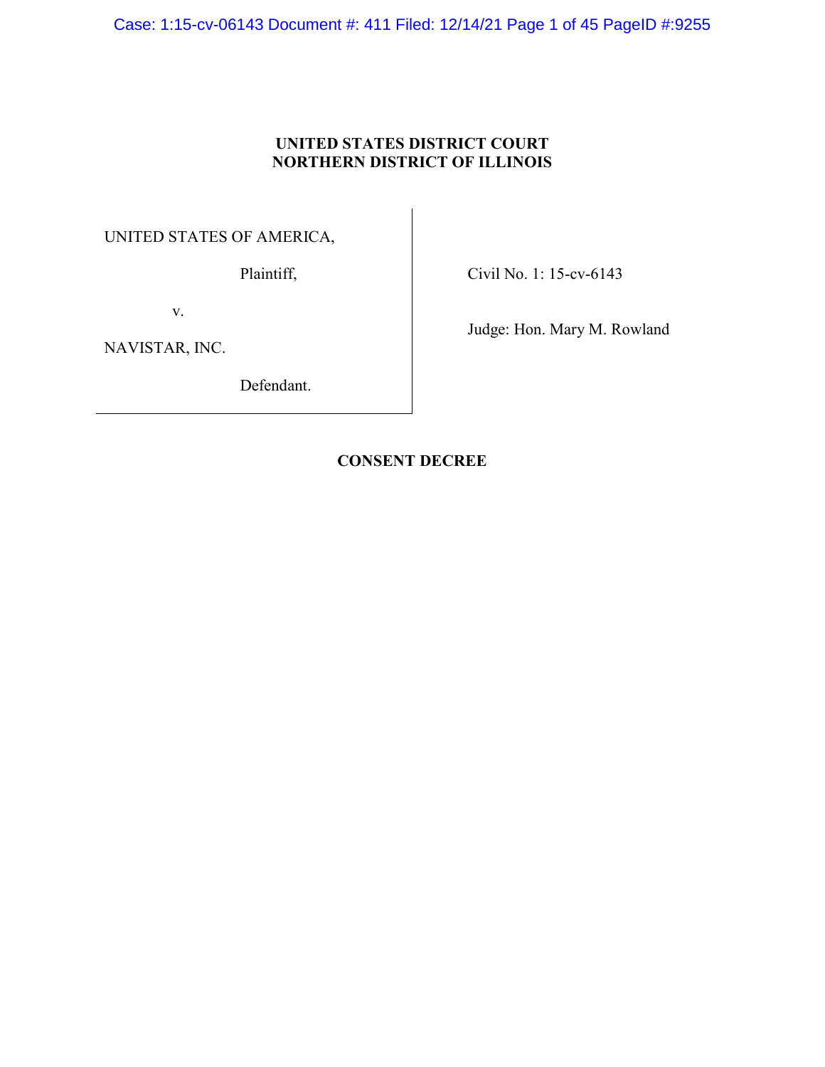**UNITED STATES DISTRICT COURT**
**NORTHERN DISTRICT OF ILLINOIS**

| | |
|---|---|
| UNITED STATES OF AMERICA,<br><br>Plaintiff,<br><br>v.<br><br>NAVISTAR, INC.<br><br>Defendant. | Civil No. 1: 15-cv-6143<br><br>Judge: Hon. Mary M. Rowland |

**CONSENT DECREE**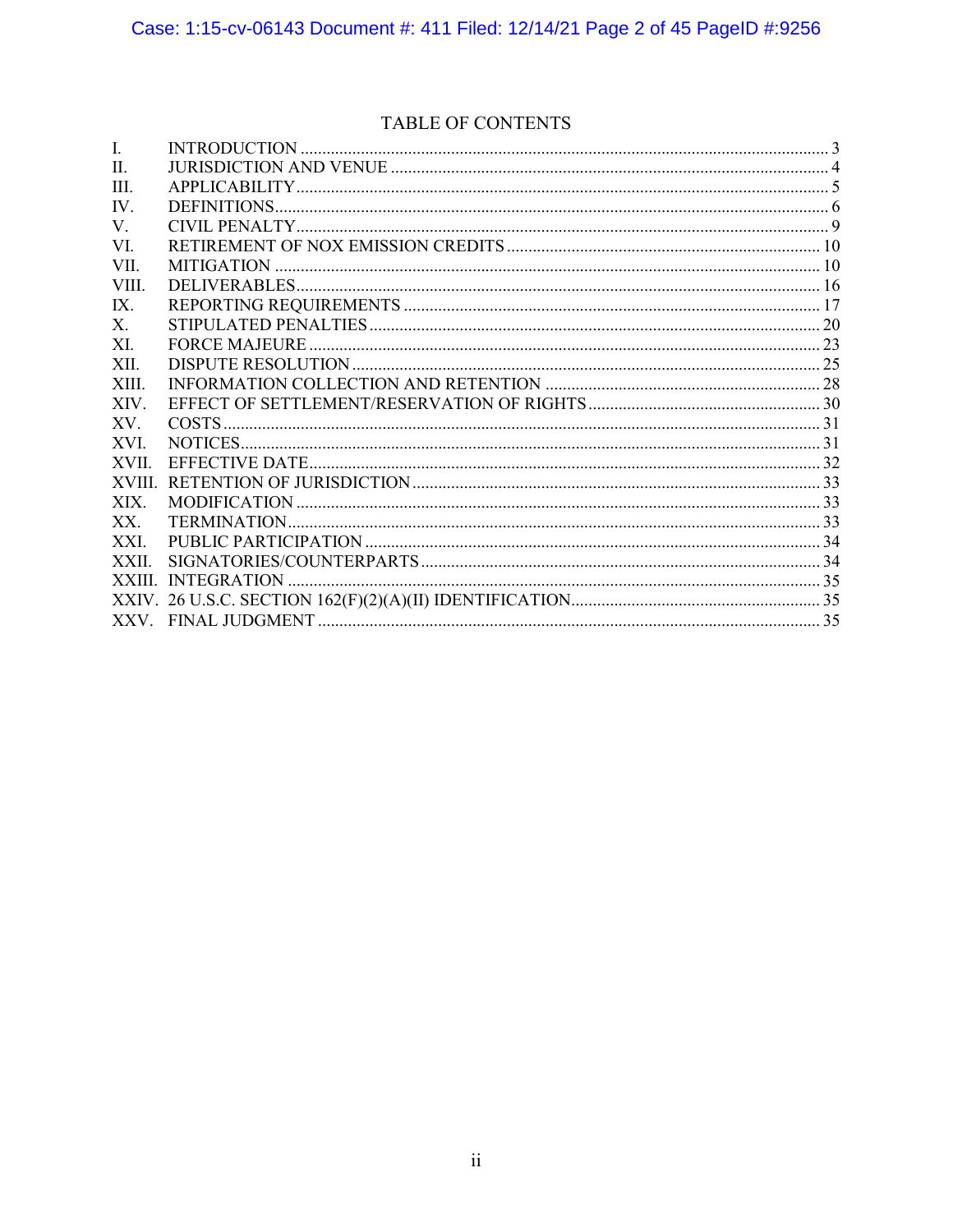## TABLE OF CONTENTS

| | | |
|---|---|---|
| I. | INTRODUCTION | 3 |
| II. | JURISDICTION AND VENUE | 4 |
| III. | APPLICABILITY | 5 |
| IV. | DEFINITIONS | 6 |
| V. | CIVIL PENALTY | 9 |
| VI. | RETIREMENT OF NOX EMISSION CREDITS | 10 |
| VII. | MITIGATION | 10 |
| VIII. | DELIVERABLES | 16 |
| IX. | REPORTING REQUIREMENTS | 17 |
| X. | STIPULATED PENALTIES | 20 |
| XI. | FORCE MAJEURE | 23 |
| XII. | DISPUTE RESOLUTION | 25 |
| XIII. | INFORMATION COLLECTION AND RETENTION | 28 |
| XIV. | EFFECT OF SETTLEMENT/RESERVATION OF RIGHTS | 30 |
| XV. | COSTS | 31 |
| XVI. | NOTICES | 31 |
| XVII. | EFFECTIVE DATE | 32 |
| XVIII. | RETENTION OF JURISDICTION | 33 |
| XIX. | MODIFICATION | 33 |
| XX. | TERMINATION | 33 |
| XXI. | PUBLIC PARTICIPATION | 34 |
| XXII. | SIGNATORIES/COUNTERPARTS | 34 |
| XXIII. | INTEGRATION | 35 |
| XXIV. | 26 U.S.C. SECTION 162(F)(2)(A)(II) IDENTIFICATION | 35 |
| XXV. | FINAL JUDGMENT | 35 |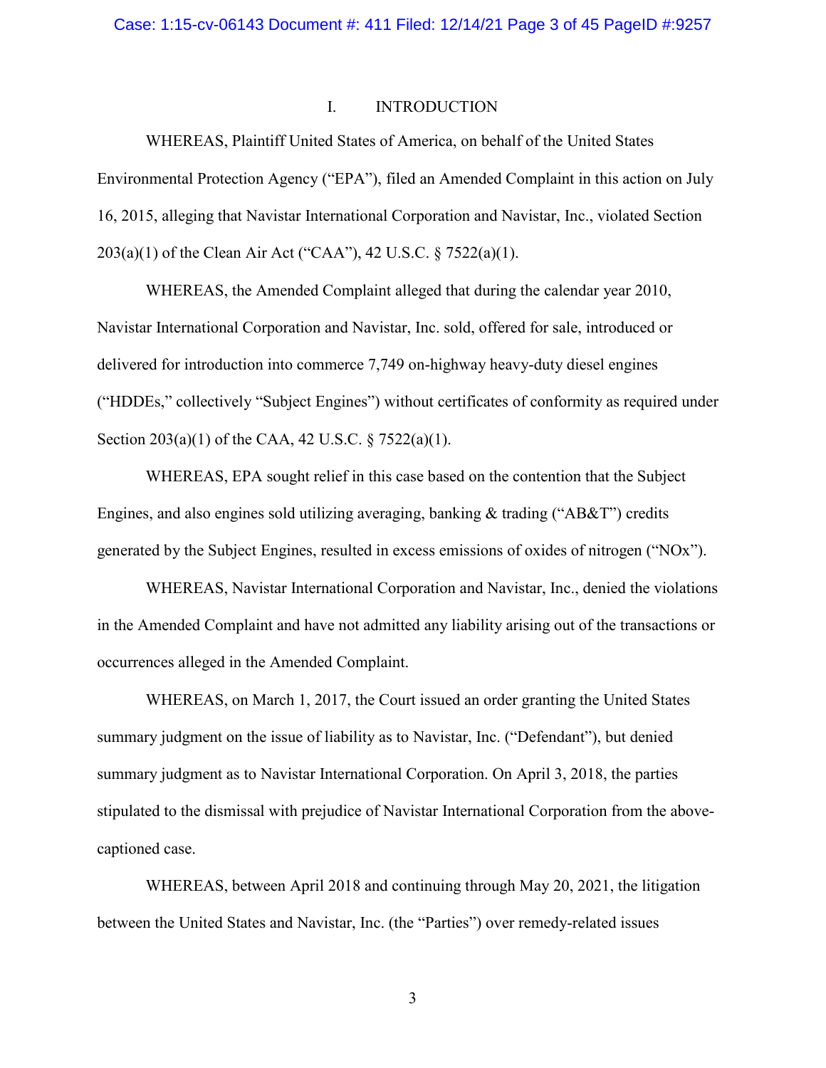## I. INTRODUCTION

WHEREAS, Plaintiff United States of America, on behalf of the United States Environmental Protection Agency ("EPA"), filed an Amended Complaint in this action on July 16, 2015, alleging that Navistar International Corporation and Navistar, Inc., violated Section 203(a)(1) of the Clean Air Act ("CAA"), 42 U.S.C. § 7522(a)(1).

WHEREAS, the Amended Complaint alleged that during the calendar year 2010, Navistar International Corporation and Navistar, Inc. sold, offered for sale, introduced or delivered for introduction into commerce 7,749 on-highway heavy-duty diesel engines ("HDDEs," collectively "Subject Engines") without certificates of conformity as required under Section 203(a)(1) of the CAA, 42 U.S.C. § 7522(a)(1).

WHEREAS, EPA sought relief in this case based on the contention that the Subject Engines, and also engines sold utilizing averaging, banking & trading ("AB&T") credits generated by the Subject Engines, resulted in excess emissions of oxides of nitrogen ("NOx").

WHEREAS, Navistar International Corporation and Navistar, Inc., denied the violations in the Amended Complaint and have not admitted any liability arising out of the transactions or occurrences alleged in the Amended Complaint.

WHEREAS, on March 1, 2017, the Court issued an order granting the United States summary judgment on the issue of liability as to Navistar, Inc. ("Defendant"), but denied summary judgment as to Navistar International Corporation. On April 3, 2018, the parties stipulated to the dismissal with prejudice of Navistar International Corporation from the above-captioned case.

WHEREAS, between April 2018 and continuing through May 20, 2021, the litigation between the United States and Navistar, Inc. (the "Parties") over remedy-related issues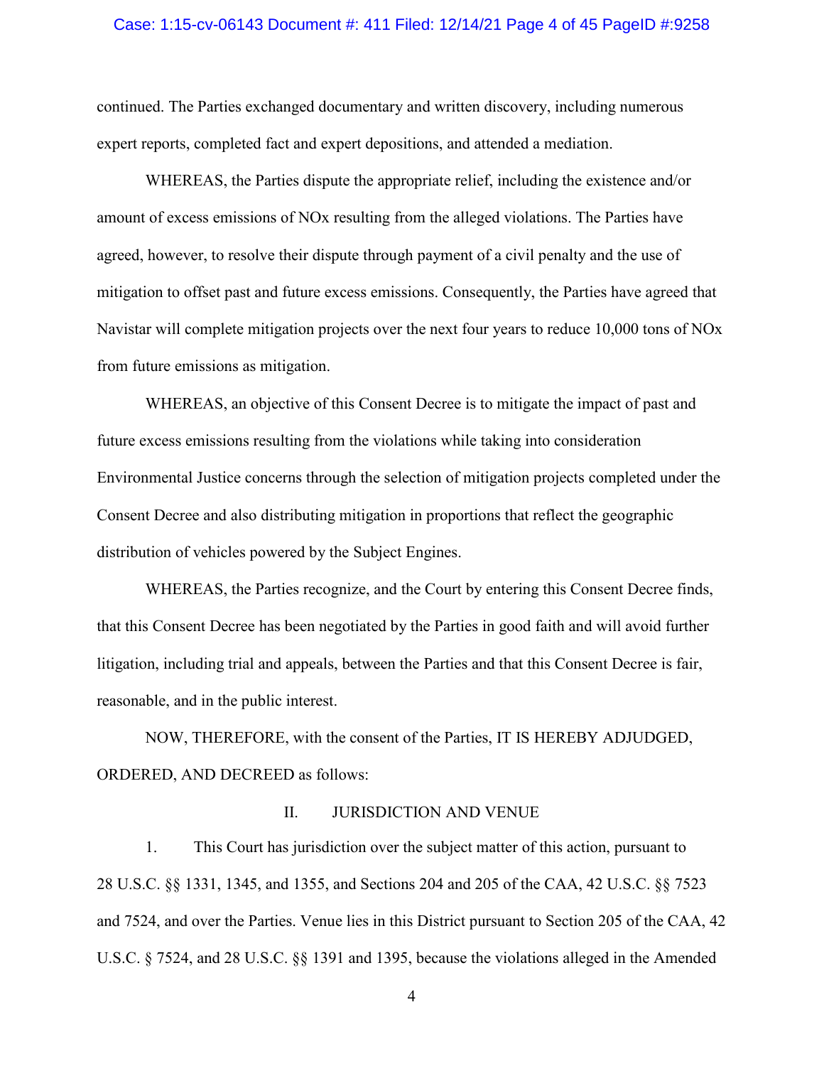continued. The Parties exchanged documentary and written discovery, including numerous expert reports, completed fact and expert depositions, and attended a mediation.

WHEREAS, the Parties dispute the appropriate relief, including the existence and/or amount of excess emissions of NOx resulting from the alleged violations. The Parties have agreed, however, to resolve their dispute through payment of a civil penalty and the use of mitigation to offset past and future excess emissions. Consequently, the Parties have agreed that Navistar will complete mitigation projects over the next four years to reduce 10,000 tons of NOx from future emissions as mitigation.

WHEREAS, an objective of this Consent Decree is to mitigate the impact of past and future excess emissions resulting from the violations while taking into consideration Environmental Justice concerns through the selection of mitigation projects completed under the Consent Decree and also distributing mitigation in proportions that reflect the geographic distribution of vehicles powered by the Subject Engines.

WHEREAS, the Parties recognize, and the Court by entering this Consent Decree finds, that this Consent Decree has been negotiated by the Parties in good faith and will avoid further litigation, including trial and appeals, between the Parties and that this Consent Decree is fair, reasonable, and in the public interest.

NOW, THEREFORE, with the consent of the Parties, IT IS HEREBY ADJUDGED, ORDERED, AND DECREED as follows:

## II. JURISDICTION AND VENUE

1. This Court has jurisdiction over the subject matter of this action, pursuant to 28 U.S.C. §§ 1331, 1345, and 1355, and Sections 204 and 205 of the CAA, 42 U.S.C. §§ 7523 and 7524, and over the Parties. Venue lies in this District pursuant to Section 205 of the CAA, 42 U.S.C. § 7524, and 28 U.S.C. §§ 1391 and 1395, because the violations alleged in the Amended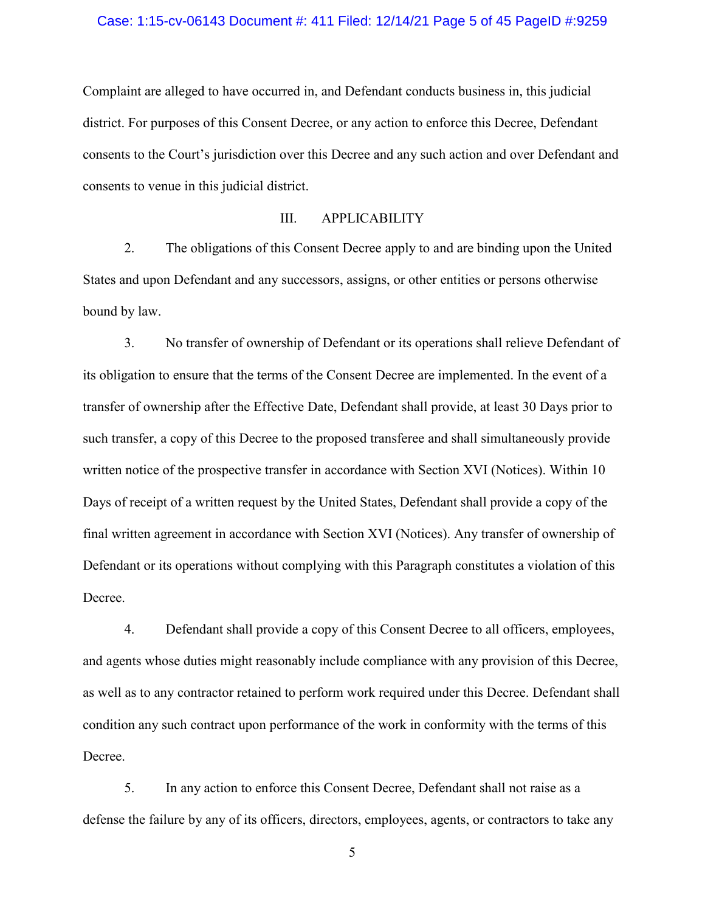Complaint are alleged to have occurred in, and Defendant conducts business in, this judicial district. For purposes of this Consent Decree, or any action to enforce this Decree, Defendant consents to the Court's jurisdiction over this Decree and any such action and over Defendant and consents to venue in this judicial district.

## III. APPLICABILITY

2. The obligations of this Consent Decree apply to and are binding upon the United States and upon Defendant and any successors, assigns, or other entities or persons otherwise bound by law.

3. No transfer of ownership of Defendant or its operations shall relieve Defendant of its obligation to ensure that the terms of the Consent Decree are implemented. In the event of a transfer of ownership after the Effective Date, Defendant shall provide, at least 30 Days prior to such transfer, a copy of this Decree to the proposed transferee and shall simultaneously provide written notice of the prospective transfer in accordance with Section XVI (Notices). Within 10 Days of receipt of a written request by the United States, Defendant shall provide a copy of the final written agreement in accordance with Section XVI (Notices). Any transfer of ownership of Defendant or its operations without complying with this Paragraph constitutes a violation of this Decree.

4. Defendant shall provide a copy of this Consent Decree to all officers, employees, and agents whose duties might reasonably include compliance with any provision of this Decree, as well as to any contractor retained to perform work required under this Decree. Defendant shall condition any such contract upon performance of the work in conformity with the terms of this Decree.

5. In any action to enforce this Consent Decree, Defendant shall not raise as a defense the failure by any of its officers, directors, employees, agents, or contractors to take any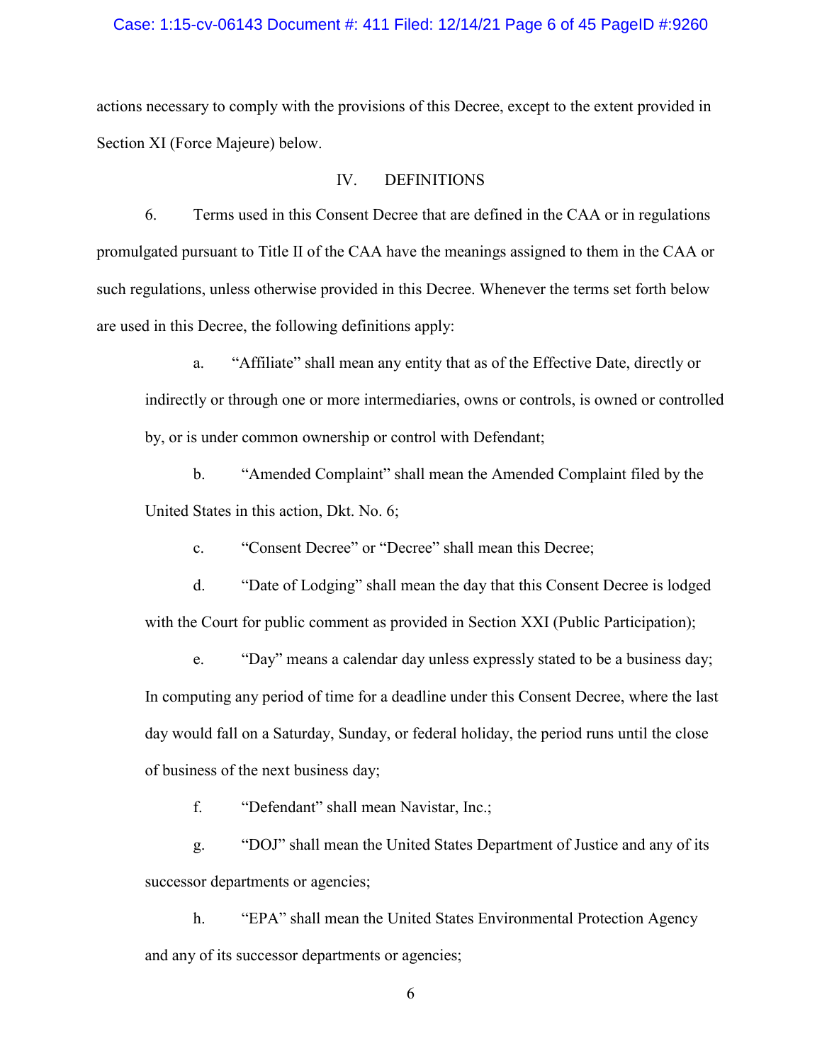actions necessary to comply with the provisions of this Decree, except to the extent provided in Section XI (Force Majeure) below.

## IV. DEFINITIONS

6. Terms used in this Consent Decree that are defined in the CAA or in regulations promulgated pursuant to Title II of the CAA have the meanings assigned to them in the CAA or such regulations, unless otherwise provided in this Decree. Whenever the terms set forth below are used in this Decree, the following definitions apply:

a. "Affiliate" shall mean any entity that as of the Effective Date, directly or indirectly or through one or more intermediaries, owns or controls, is owned or controlled by, or is under common ownership or control with Defendant;

b. "Amended Complaint" shall mean the Amended Complaint filed by the United States in this action, Dkt. No. 6;

c. "Consent Decree" or "Decree" shall mean this Decree;

d. "Date of Lodging" shall mean the day that this Consent Decree is lodged with the Court for public comment as provided in Section XXI (Public Participation);

e. "Day" means a calendar day unless expressly stated to be a business day; In computing any period of time for a deadline under this Consent Decree, where the last day would fall on a Saturday, Sunday, or federal holiday, the period runs until the close of business of the next business day;

f. "Defendant" shall mean Navistar, Inc.;

g. "DOJ" shall mean the United States Department of Justice and any of its successor departments or agencies;

h. "EPA" shall mean the United States Environmental Protection Agency and any of its successor departments or agencies;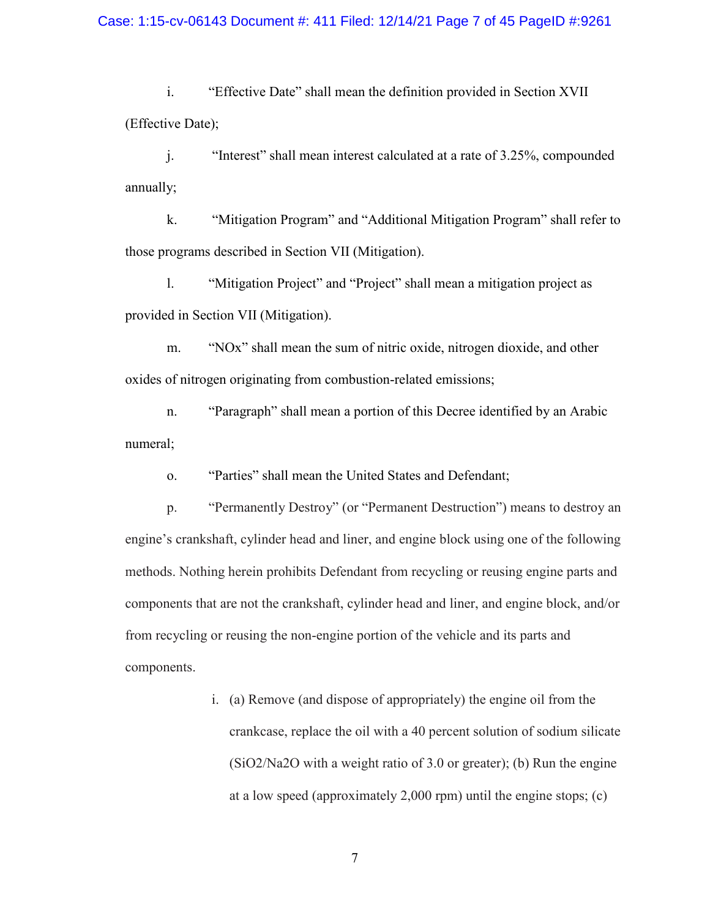i. "Effective Date" shall mean the definition provided in Section XVII (Effective Date);

j. "Interest" shall mean interest calculated at a rate of 3.25%, compounded annually;

k. "Mitigation Program" and "Additional Mitigation Program" shall refer to those programs described in Section VII (Mitigation).

l. "Mitigation Project" and "Project" shall mean a mitigation project as provided in Section VII (Mitigation).

m. "NOx" shall mean the sum of nitric oxide, nitrogen dioxide, and other oxides of nitrogen originating from combustion-related emissions;

n. "Paragraph" shall mean a portion of this Decree identified by an Arabic numeral;

o. "Parties" shall mean the United States and Defendant;

p. "Permanently Destroy" (or "Permanent Destruction") means to destroy an engine's crankshaft, cylinder head and liner, and engine block using one of the following methods. Nothing herein prohibits Defendant from recycling or reusing engine parts and components that are not the crankshaft, cylinder head and liner, and engine block, and/or from recycling or reusing the non-engine portion of the vehicle and its parts and components.

i. (a) Remove (and dispose of appropriately) the engine oil from the crankcase, replace the oil with a 40 percent solution of sodium silicate ($SiO_2/Na_2O$ with a weight ratio of 3.0 or greater); (b) Run the engine at a low speed (approximately 2,000 rpm) until the engine stops; (c)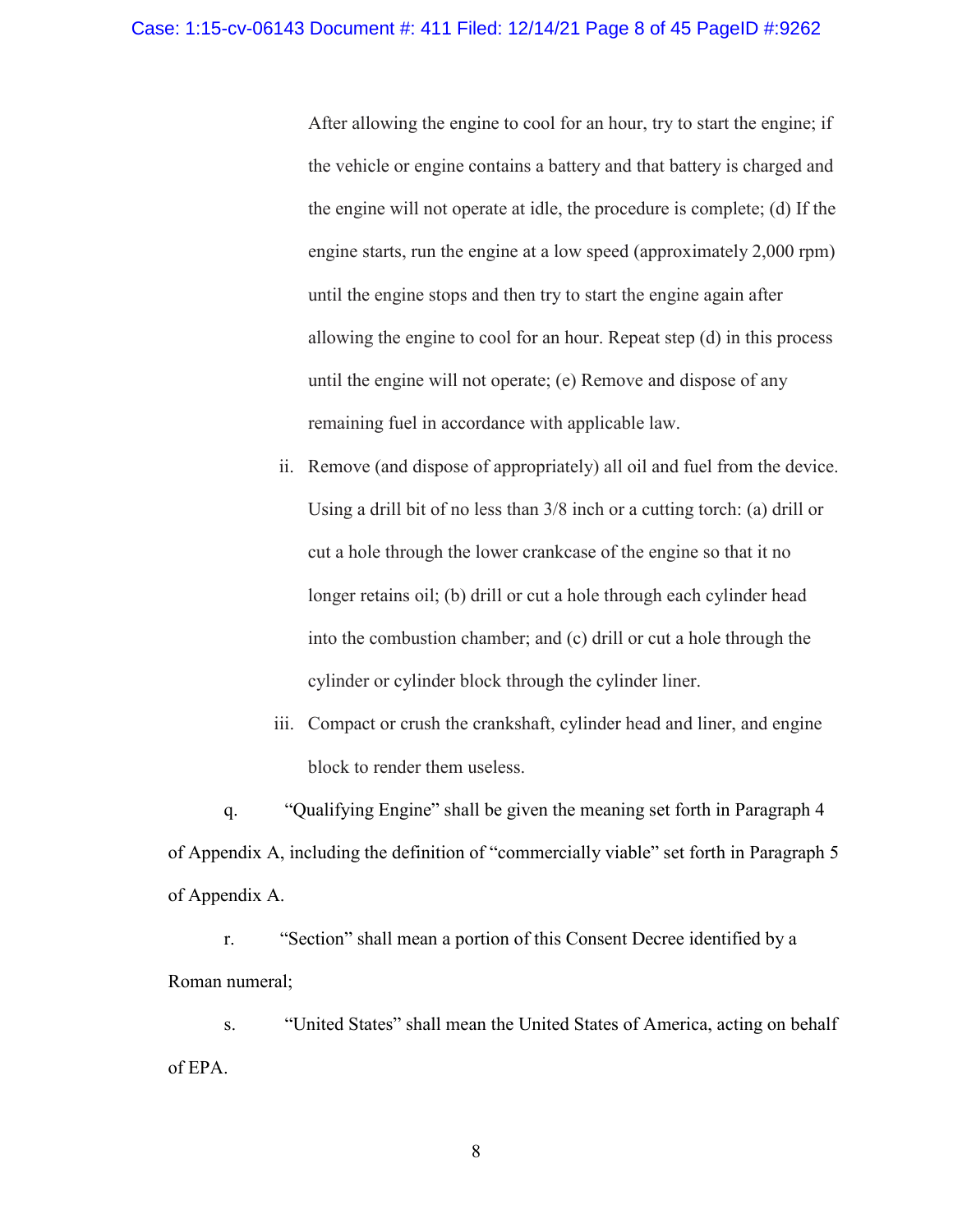After allowing the engine to cool for an hour, try to start the engine; if the vehicle or engine contains a battery and that battery is charged and the engine will not operate at idle, the procedure is complete; (d) If the engine starts, run the engine at a low speed (approximately 2,000 rpm) until the engine stops and then try to start the engine again after allowing the engine to cool for an hour. Repeat step (d) in this process until the engine will not operate; (e) Remove and dispose of any remaining fuel in accordance with applicable law.

ii. Remove (and dispose of appropriately) all oil and fuel from the device. Using a drill bit of no less than 3/8 inch or a cutting torch: (a) drill or cut a hole through the lower crankcase of the engine so that it no longer retains oil; (b) drill or cut a hole through each cylinder head into the combustion chamber; and (c) drill or cut a hole through the cylinder or cylinder block through the cylinder liner.

iii. Compact or crush the crankshaft, cylinder head and liner, and engine block to render them useless.

q. "Qualifying Engine" shall be given the meaning set forth in Paragraph 4 of Appendix A, including the definition of "commercially viable" set forth in Paragraph 5 of Appendix A.

r. "Section" shall mean a portion of this Consent Decree identified by a Roman numeral;

s. "United States" shall mean the United States of America, acting on behalf of EPA.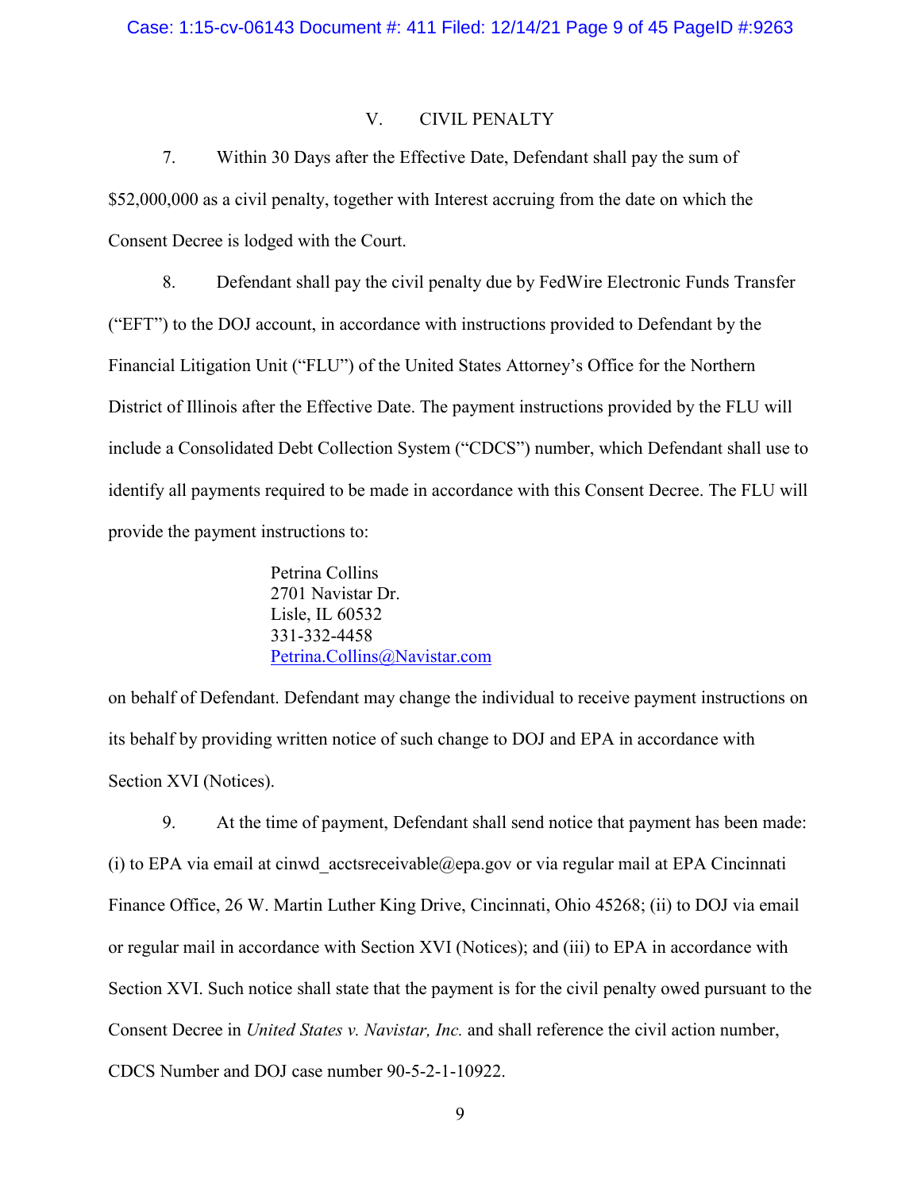## V. CIVIL PENALTY

7. Within 30 Days after the Effective Date, Defendant shall pay the sum of $52,000,000 as a civil penalty, together with Interest accruing from the date on which the Consent Decree is lodged with the Court.

8. Defendant shall pay the civil penalty due by FedWire Electronic Funds Transfer ("EFT") to the DOJ account, in accordance with instructions provided to Defendant by the Financial Litigation Unit ("FLU") of the United States Attorney's Office for the Northern District of Illinois after the Effective Date. The payment instructions provided by the FLU will include a Consolidated Debt Collection System ("CDCS") number, which Defendant shall use to identify all payments required to be made in accordance with this Consent Decree. The FLU will provide the payment instructions to:

> Petrina Collins
> 2701 Navistar Dr.
> Lisle, IL 60532
> 331-332-4458
> Petrina.Collins@Navistar.com

on behalf of Defendant. Defendant may change the individual to receive payment instructions on its behalf by providing written notice of such change to DOJ and EPA in accordance with Section XVI (Notices).

9. At the time of payment, Defendant shall send notice that payment has been made: (i) to EPA via email at cinwd_acctsreceivable@epa.gov or via regular mail at EPA Cincinnati Finance Office, 26 W. Martin Luther King Drive, Cincinnati, Ohio 45268; (ii) to DOJ via email or regular mail in accordance with Section XVI (Notices); and (iii) to EPA in accordance with Section XVI. Such notice shall state that the payment is for the civil penalty owed pursuant to the Consent Decree in *United States v. Navistar, Inc.* and shall reference the civil action number, CDCS Number and DOJ case number 90-5-2-1-10922.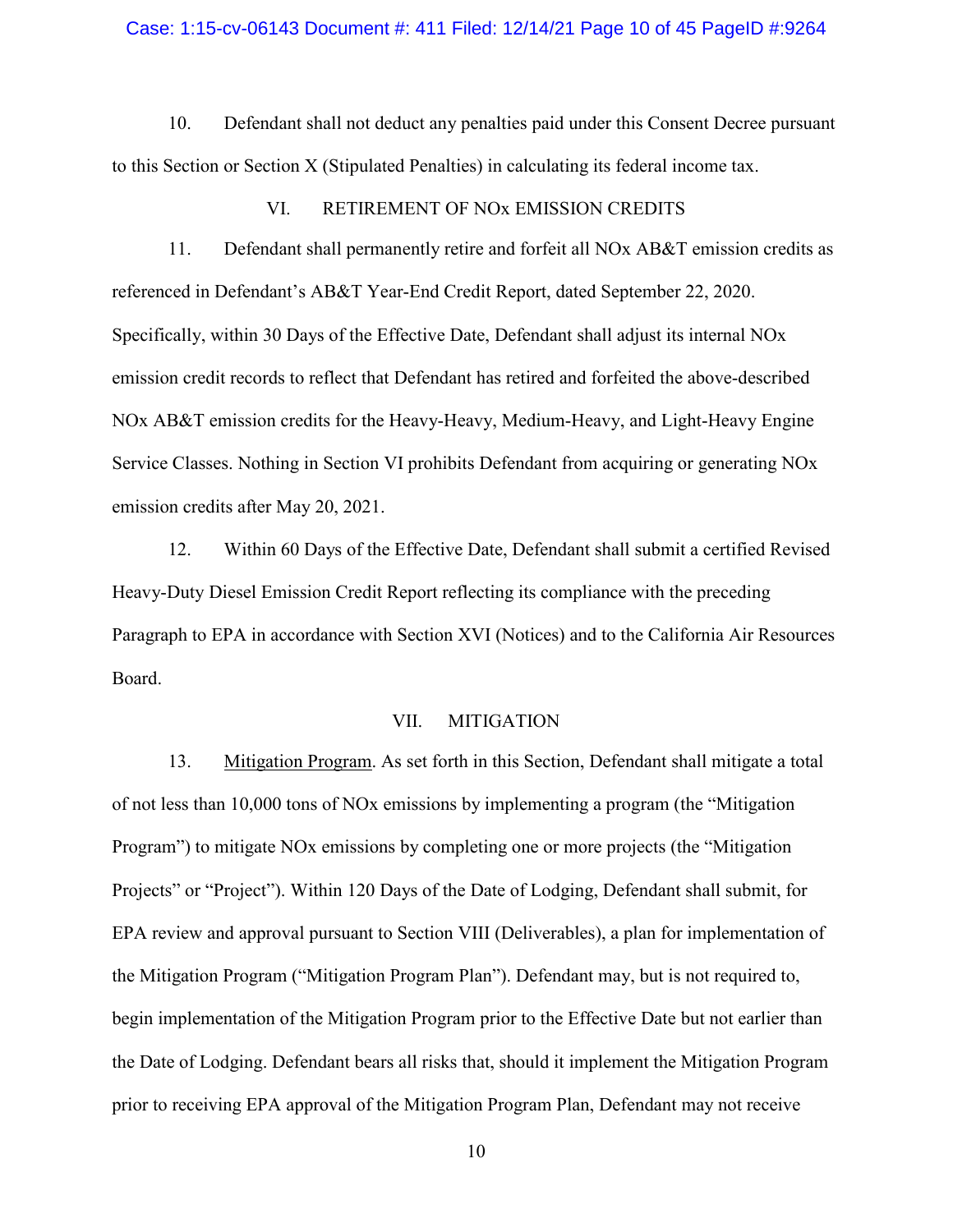10. Defendant shall not deduct any penalties paid under this Consent Decree pursuant to this Section or Section X (Stipulated Penalties) in calculating its federal income tax.

## VI. RETIREMENT OF NOx EMISSION CREDITS

11. Defendant shall permanently retire and forfeit all NOx AB&T emission credits as referenced in Defendant's AB&T Year-End Credit Report, dated September 22, 2020. Specifically, within 30 Days of the Effective Date, Defendant shall adjust its internal NOx emission credit records to reflect that Defendant has retired and forfeited the above-described NOx AB&T emission credits for the Heavy-Heavy, Medium-Heavy, and Light-Heavy Engine Service Classes. Nothing in Section VI prohibits Defendant from acquiring or generating NOx emission credits after May 20, 2021.

12. Within 60 Days of the Effective Date, Defendant shall submit a certified Revised Heavy-Duty Diesel Emission Credit Report reflecting its compliance with the preceding Paragraph to EPA in accordance with Section XVI (Notices) and to the California Air Resources Board.

## VII. MITIGATION

13. Mitigation Program. As set forth in this Section, Defendant shall mitigate a total of not less than 10,000 tons of NOx emissions by implementing a program (the "Mitigation Program") to mitigate NOx emissions by completing one or more projects (the "Mitigation Projects" or "Project"). Within 120 Days of the Date of Lodging, Defendant shall submit, for EPA review and approval pursuant to Section VIII (Deliverables), a plan for implementation of the Mitigation Program ("Mitigation Program Plan"). Defendant may, but is not required to, begin implementation of the Mitigation Program prior to the Effective Date but not earlier than the Date of Lodging. Defendant bears all risks that, should it implement the Mitigation Program prior to receiving EPA approval of the Mitigation Program Plan, Defendant may not receive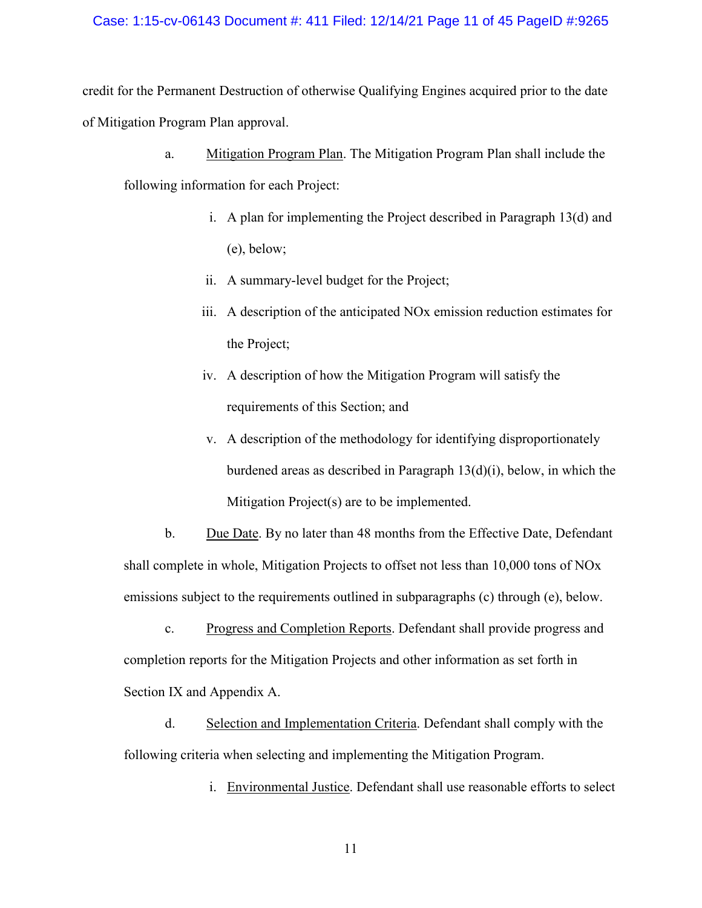credit for the Permanent Destruction of otherwise Qualifying Engines acquired prior to the date of Mitigation Program Plan approval.

a. Mitigation Program Plan. The Mitigation Program Plan shall include the following information for each Project:

i. A plan for implementing the Project described in Paragraph 13(d) and (e), below;

ii. A summary-level budget for the Project;

iii. A description of the anticipated NOx emission reduction estimates for the Project;

iv. A description of how the Mitigation Program will satisfy the requirements of this Section; and

v. A description of the methodology for identifying disproportionately burdened areas as described in Paragraph 13(d)(i), below, in which the Mitigation Project(s) are to be implemented.

b. Due Date. By no later than 48 months from the Effective Date, Defendant shall complete in whole, Mitigation Projects to offset not less than 10,000 tons of NOx emissions subject to the requirements outlined in subparagraphs (c) through (e), below.

c. Progress and Completion Reports. Defendant shall provide progress and completion reports for the Mitigation Projects and other information as set forth in Section IX and Appendix A.

d. Selection and Implementation Criteria. Defendant shall comply with the following criteria when selecting and implementing the Mitigation Program.

i. Environmental Justice. Defendant shall use reasonable efforts to select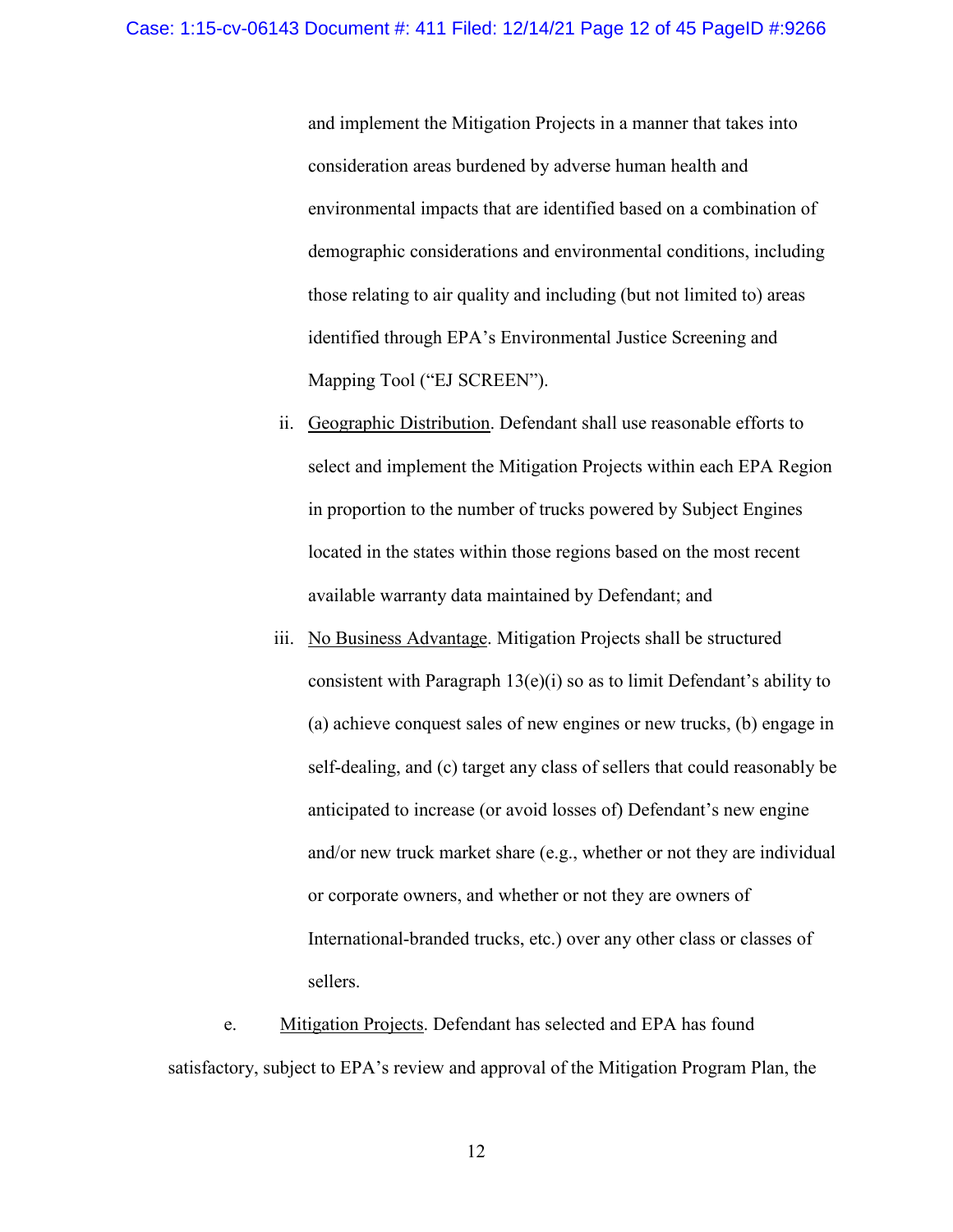and implement the Mitigation Projects in a manner that takes into consideration areas burdened by adverse human health and environmental impacts that are identified based on a combination of demographic considerations and environmental conditions, including those relating to air quality and including (but not limited to) areas identified through EPA's Environmental Justice Screening and Mapping Tool ("EJ SCREEN").

ii. Geographic Distribution. Defendant shall use reasonable efforts to select and implement the Mitigation Projects within each EPA Region in proportion to the number of trucks powered by Subject Engines located in the states within those regions based on the most recent available warranty data maintained by Defendant; and

iii. No Business Advantage. Mitigation Projects shall be structured consistent with Paragraph 13(e)(i) so as to limit Defendant's ability to (a) achieve conquest sales of new engines or new trucks, (b) engage in self-dealing, and (c) target any class of sellers that could reasonably be anticipated to increase (or avoid losses of) Defendant's new engine and/or new truck market share (e.g., whether or not they are individual or corporate owners, and whether or not they are owners of International-branded trucks, etc.) over any other class or classes of sellers.

e. Mitigation Projects. Defendant has selected and EPA has found satisfactory, subject to EPA's review and approval of the Mitigation Program Plan, the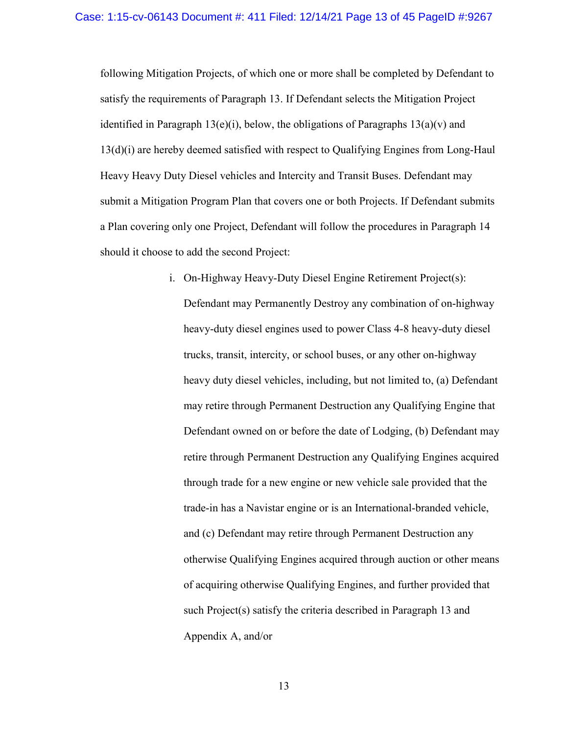following Mitigation Projects, of which one or more shall be completed by Defendant to satisfy the requirements of Paragraph 13. If Defendant selects the Mitigation Project identified in Paragraph 13(e)(i), below, the obligations of Paragraphs 13(a)(v) and 13(d)(i) are hereby deemed satisfied with respect to Qualifying Engines from Long-Haul Heavy Heavy Duty Diesel vehicles and Intercity and Transit Buses. Defendant may submit a Mitigation Program Plan that covers one or both Projects. If Defendant submits a Plan covering only one Project, Defendant will follow the procedures in Paragraph 14 should it choose to add the second Project:

i. On-Highway Heavy-Duty Diesel Engine Retirement Project(s): Defendant may Permanently Destroy any combination of on-highway heavy-duty diesel engines used to power Class 4-8 heavy-duty diesel trucks, transit, intercity, or school buses, or any other on-highway heavy duty diesel vehicles, including, but not limited to, (a) Defendant may retire through Permanent Destruction any Qualifying Engine that Defendant owned on or before the date of Lodging, (b) Defendant may retire through Permanent Destruction any Qualifying Engines acquired through trade for a new engine or new vehicle sale provided that the trade-in has a Navistar engine or is an International-branded vehicle, and (c) Defendant may retire through Permanent Destruction any otherwise Qualifying Engines acquired through auction or other means of acquiring otherwise Qualifying Engines, and further provided that such Project(s) satisfy the criteria described in Paragraph 13 and Appendix A, and/or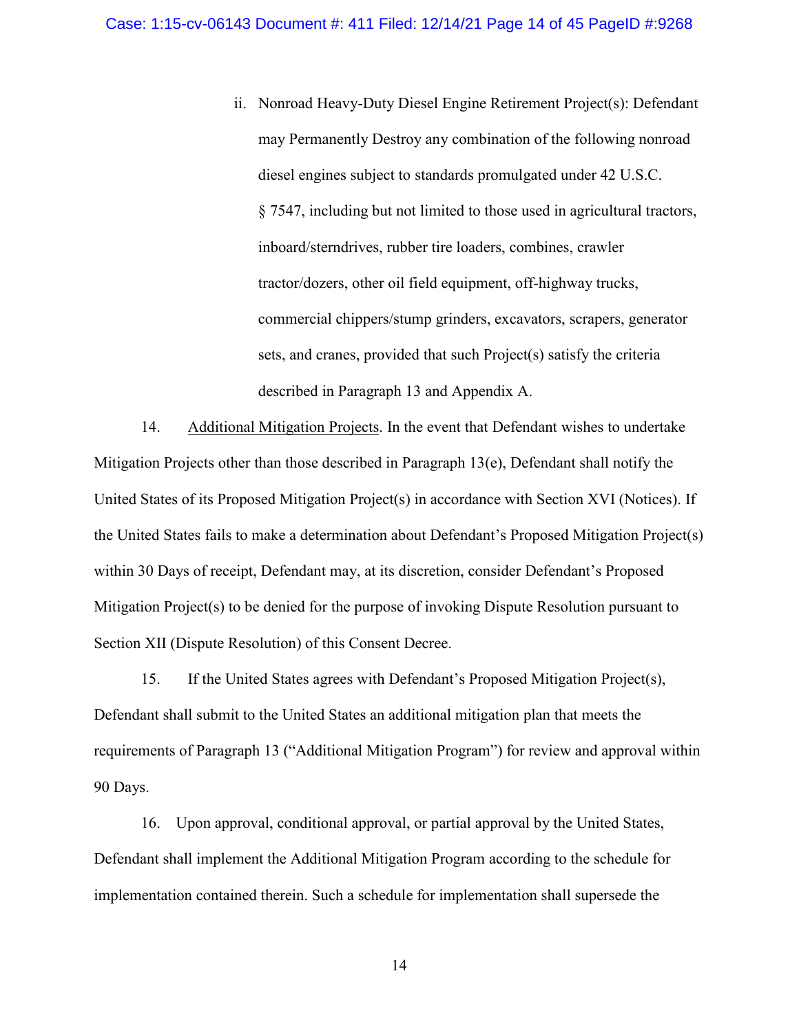ii. Nonroad Heavy-Duty Diesel Engine Retirement Project(s): Defendant may Permanently Destroy any combination of the following nonroad diesel engines subject to standards promulgated under 42 U.S.C. § 7547, including but not limited to those used in agricultural tractors, inboard/sterndrives, rubber tire loaders, combines, crawler tractor/dozers, other oil field equipment, off-highway trucks, commercial chippers/stump grinders, excavators, scrapers, generator sets, and cranes, provided that such Project(s) satisfy the criteria described in Paragraph 13 and Appendix A.

14. Additional Mitigation Projects. In the event that Defendant wishes to undertake Mitigation Projects other than those described in Paragraph 13(e), Defendant shall notify the United States of its Proposed Mitigation Project(s) in accordance with Section XVI (Notices). If the United States fails to make a determination about Defendant's Proposed Mitigation Project(s) within 30 Days of receipt, Defendant may, at its discretion, consider Defendant's Proposed Mitigation Project(s) to be denied for the purpose of invoking Dispute Resolution pursuant to Section XII (Dispute Resolution) of this Consent Decree.

15. If the United States agrees with Defendant's Proposed Mitigation Project(s), Defendant shall submit to the United States an additional mitigation plan that meets the requirements of Paragraph 13 ("Additional Mitigation Program") for review and approval within 90 Days.

16. Upon approval, conditional approval, or partial approval by the United States, Defendant shall implement the Additional Mitigation Program according to the schedule for implementation contained therein. Such a schedule for implementation shall supersede the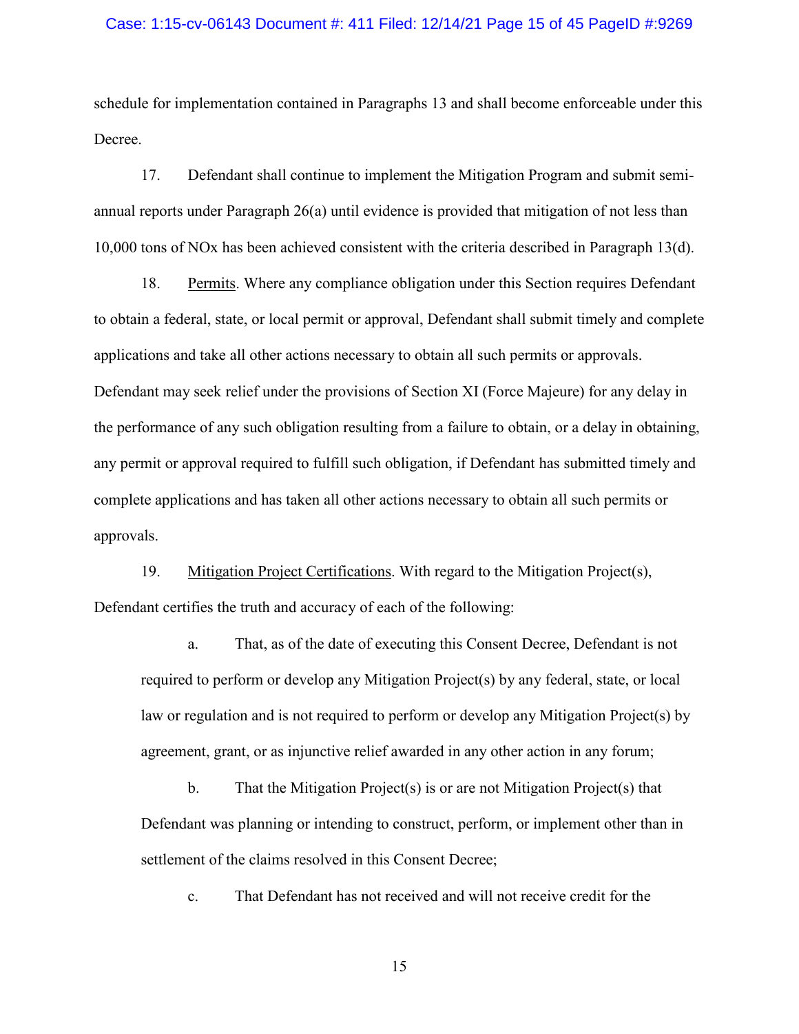schedule for implementation contained in Paragraphs 13 and shall become enforceable under this Decree.

17. Defendant shall continue to implement the Mitigation Program and submit semi-annual reports under Paragraph 26(a) until evidence is provided that mitigation of not less than 10,000 tons of NOx has been achieved consistent with the criteria described in Paragraph 13(d).

18. Permits. Where any compliance obligation under this Section requires Defendant to obtain a federal, state, or local permit or approval, Defendant shall submit timely and complete applications and take all other actions necessary to obtain all such permits or approvals. Defendant may seek relief under the provisions of Section XI (Force Majeure) for any delay in the performance of any such obligation resulting from a failure to obtain, or a delay in obtaining, any permit or approval required to fulfill such obligation, if Defendant has submitted timely and complete applications and has taken all other actions necessary to obtain all such permits or approvals.

19. Mitigation Project Certifications. With regard to the Mitigation Project(s), Defendant certifies the truth and accuracy of each of the following:

a. That, as of the date of executing this Consent Decree, Defendant is not required to perform or develop any Mitigation Project(s) by any federal, state, or local law or regulation and is not required to perform or develop any Mitigation Project(s) by agreement, grant, or as injunctive relief awarded in any other action in any forum;

b. That the Mitigation Project(s) is or are not Mitigation Project(s) that Defendant was planning or intending to construct, perform, or implement other than in settlement of the claims resolved in this Consent Decree;

c. That Defendant has not received and will not receive credit for the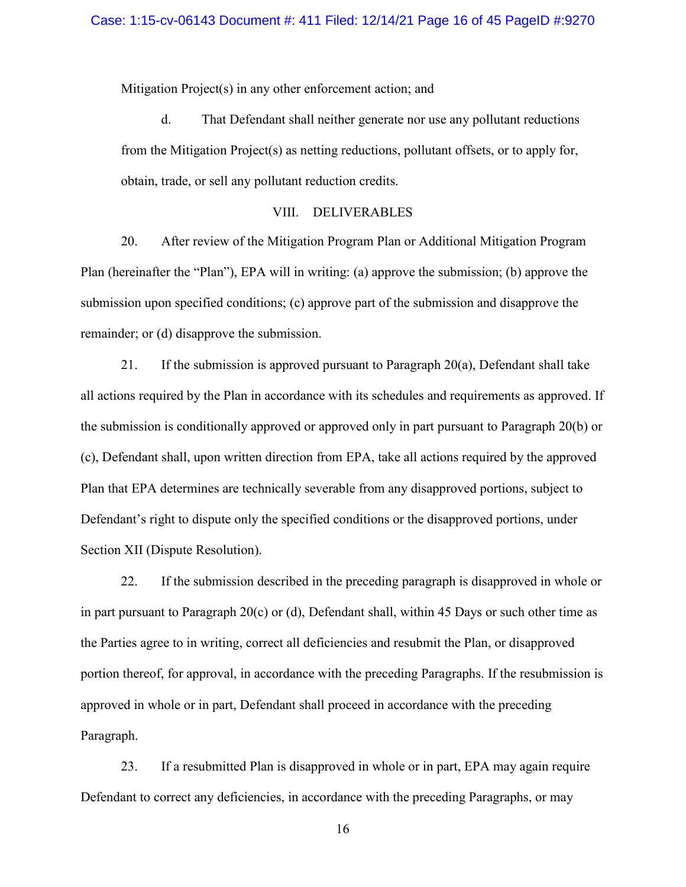Mitigation Project(s) in any other enforcement action; and

d. That Defendant shall neither generate nor use any pollutant reductions from the Mitigation Project(s) as netting reductions, pollutant offsets, or to apply for, obtain, trade, or sell any pollutant reduction credits.

## VIII. DELIVERABLES

20. After review of the Mitigation Program Plan or Additional Mitigation Program Plan (hereinafter the "Plan"), EPA will in writing: (a) approve the submission; (b) approve the submission upon specified conditions; (c) approve part of the submission and disapprove the remainder; or (d) disapprove the submission.

21. If the submission is approved pursuant to Paragraph 20(a), Defendant shall take all actions required by the Plan in accordance with its schedules and requirements as approved. If the submission is conditionally approved or approved only in part pursuant to Paragraph 20(b) or (c), Defendant shall, upon written direction from EPA, take all actions required by the approved Plan that EPA determines are technically severable from any disapproved portions, subject to Defendant's right to dispute only the specified conditions or the disapproved portions, under Section XII (Dispute Resolution).

22. If the submission described in the preceding paragraph is disapproved in whole or in part pursuant to Paragraph 20(c) or (d), Defendant shall, within 45 Days or such other time as the Parties agree to in writing, correct all deficiencies and resubmit the Plan, or disapproved portion thereof, for approval, in accordance with the preceding Paragraphs. If the resubmission is approved in whole or in part, Defendant shall proceed in accordance with the preceding Paragraph.

23. If a resubmitted Plan is disapproved in whole or in part, EPA may again require Defendant to correct any deficiencies, in accordance with the preceding Paragraphs, or may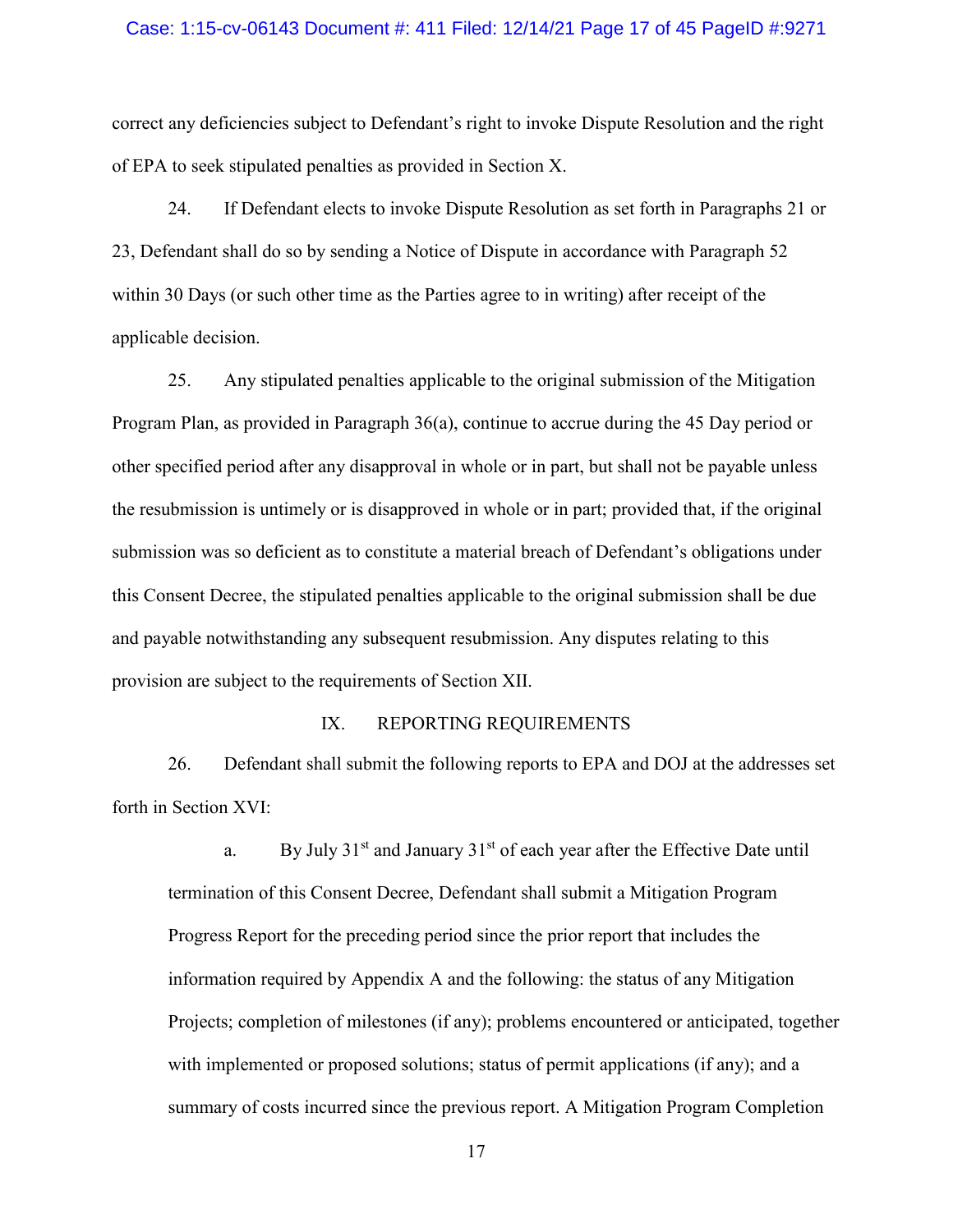correct any deficiencies subject to Defendant's right to invoke Dispute Resolution and the right of EPA to seek stipulated penalties as provided in Section X.

24. If Defendant elects to invoke Dispute Resolution as set forth in Paragraphs 21 or 23, Defendant shall do so by sending a Notice of Dispute in accordance with Paragraph 52 within 30 Days (or such other time as the Parties agree to in writing) after receipt of the applicable decision.

25. Any stipulated penalties applicable to the original submission of the Mitigation Program Plan, as provided in Paragraph 36(a), continue to accrue during the 45 Day period or other specified period after any disapproval in whole or in part, but shall not be payable unless the resubmission is untimely or is disapproved in whole or in part; provided that, if the original submission was so deficient as to constitute a material breach of Defendant's obligations under this Consent Decree, the stipulated penalties applicable to the original submission shall be due and payable notwithstanding any subsequent resubmission. Any disputes relating to this provision are subject to the requirements of Section XII.

## IX. REPORTING REQUIREMENTS

26. Defendant shall submit the following reports to EPA and DOJ at the addresses set forth in Section XVI:

a. By July 31st and January 31st of each year after the Effective Date until termination of this Consent Decree, Defendant shall submit a Mitigation Program Progress Report for the preceding period since the prior report that includes the information required by Appendix A and the following: the status of any Mitigation Projects; completion of milestones (if any); problems encountered or anticipated, together with implemented or proposed solutions; status of permit applications (if any); and a summary of costs incurred since the previous report. A Mitigation Program Completion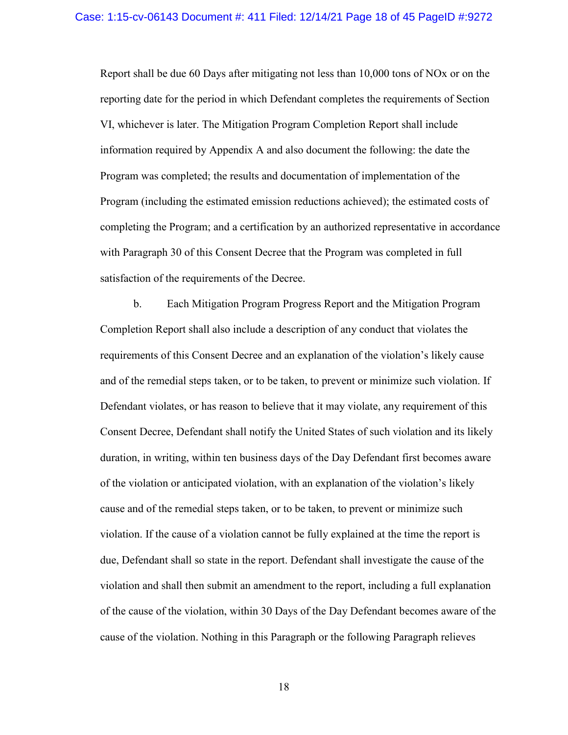Report shall be due 60 Days after mitigating not less than 10,000 tons of NOx or on the reporting date for the period in which Defendant completes the requirements of Section VI, whichever is later. The Mitigation Program Completion Report shall include information required by Appendix A and also document the following: the date the Program was completed; the results and documentation of implementation of the Program (including the estimated emission reductions achieved); the estimated costs of completing the Program; and a certification by an authorized representative in accordance with Paragraph 30 of this Consent Decree that the Program was completed in full satisfaction of the requirements of the Decree.

b. Each Mitigation Program Progress Report and the Mitigation Program Completion Report shall also include a description of any conduct that violates the requirements of this Consent Decree and an explanation of the violation's likely cause and of the remedial steps taken, or to be taken, to prevent or minimize such violation. If Defendant violates, or has reason to believe that it may violate, any requirement of this Consent Decree, Defendant shall notify the United States of such violation and its likely duration, in writing, within ten business days of the Day Defendant first becomes aware of the violation or anticipated violation, with an explanation of the violation's likely cause and of the remedial steps taken, or to be taken, to prevent or minimize such violation. If the cause of a violation cannot be fully explained at the time the report is due, Defendant shall so state in the report. Defendant shall investigate the cause of the violation and shall then submit an amendment to the report, including a full explanation of the cause of the violation, within 30 Days of the Day Defendant becomes aware of the cause of the violation. Nothing in this Paragraph or the following Paragraph relieves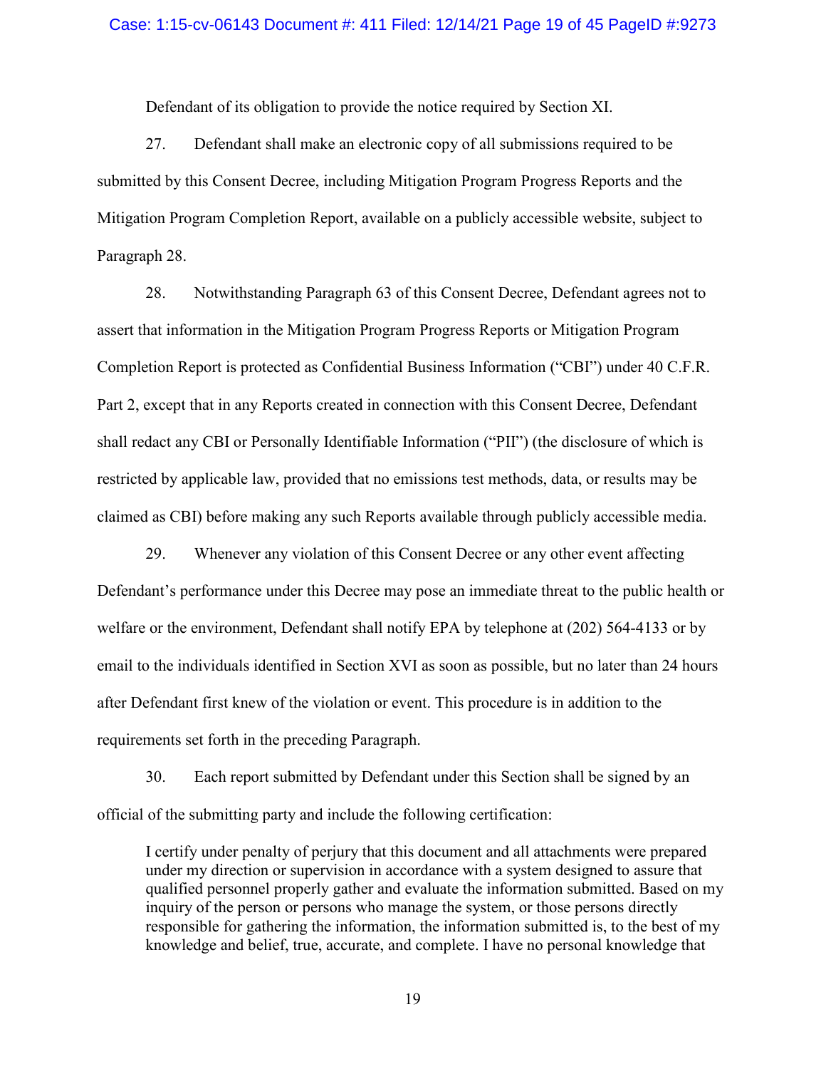Defendant of its obligation to provide the notice required by Section XI.

27. Defendant shall make an electronic copy of all submissions required to be submitted by this Consent Decree, including Mitigation Program Progress Reports and the Mitigation Program Completion Report, available on a publicly accessible website, subject to Paragraph 28.

28. Notwithstanding Paragraph 63 of this Consent Decree, Defendant agrees not to assert that information in the Mitigation Program Progress Reports or Mitigation Program Completion Report is protected as Confidential Business Information ("CBI") under 40 C.F.R. Part 2, except that in any Reports created in connection with this Consent Decree, Defendant shall redact any CBI or Personally Identifiable Information ("PII") (the disclosure of which is restricted by applicable law, provided that no emissions test methods, data, or results may be claimed as CBI) before making any such Reports available through publicly accessible media.

29. Whenever any violation of this Consent Decree or any other event affecting Defendant's performance under this Decree may pose an immediate threat to the public health or welfare or the environment, Defendant shall notify EPA by telephone at (202) 564-4133 or by email to the individuals identified in Section XVI as soon as possible, but no later than 24 hours after Defendant first knew of the violation or event. This procedure is in addition to the requirements set forth in the preceding Paragraph.

30. Each report submitted by Defendant under this Section shall be signed by an official of the submitting party and include the following certification:

> I certify under penalty of perjury that this document and all attachments were prepared under my direction or supervision in accordance with a system designed to assure that qualified personnel properly gather and evaluate the information submitted. Based on my inquiry of the person or persons who manage the system, or those persons directly responsible for gathering the information, the information submitted is, to the best of my knowledge and belief, true, accurate, and complete. I have no personal knowledge that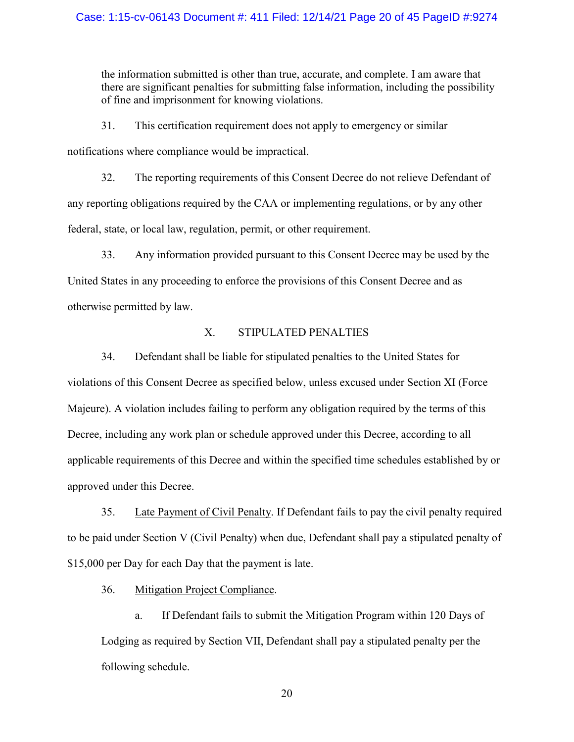the information submitted is other than true, accurate, and complete. I am aware that there are significant penalties for submitting false information, including the possibility of fine and imprisonment for knowing violations.

31. This certification requirement does not apply to emergency or similar notifications where compliance would be impractical.

32. The reporting requirements of this Consent Decree do not relieve Defendant of any reporting obligations required by the CAA or implementing regulations, or by any other federal, state, or local law, regulation, permit, or other requirement.

33. Any information provided pursuant to this Consent Decree may be used by the United States in any proceeding to enforce the provisions of this Consent Decree and as otherwise permitted by law.

## X. STIPULATED PENALTIES

34. Defendant shall be liable for stipulated penalties to the United States for violations of this Consent Decree as specified below, unless excused under Section XI (Force Majeure). A violation includes failing to perform any obligation required by the terms of this Decree, including any work plan or schedule approved under this Decree, according to all applicable requirements of this Decree and within the specified time schedules established by or approved under this Decree.

35. Late Payment of Civil Penalty. If Defendant fails to pay the civil penalty required to be paid under Section V (Civil Penalty) when due, Defendant shall pay a stipulated penalty of $15,000 per Day for each Day that the payment is late.

36. Mitigation Project Compliance.

a. If Defendant fails to submit the Mitigation Program within 120 Days of Lodging as required by Section VII, Defendant shall pay a stipulated penalty per the following schedule.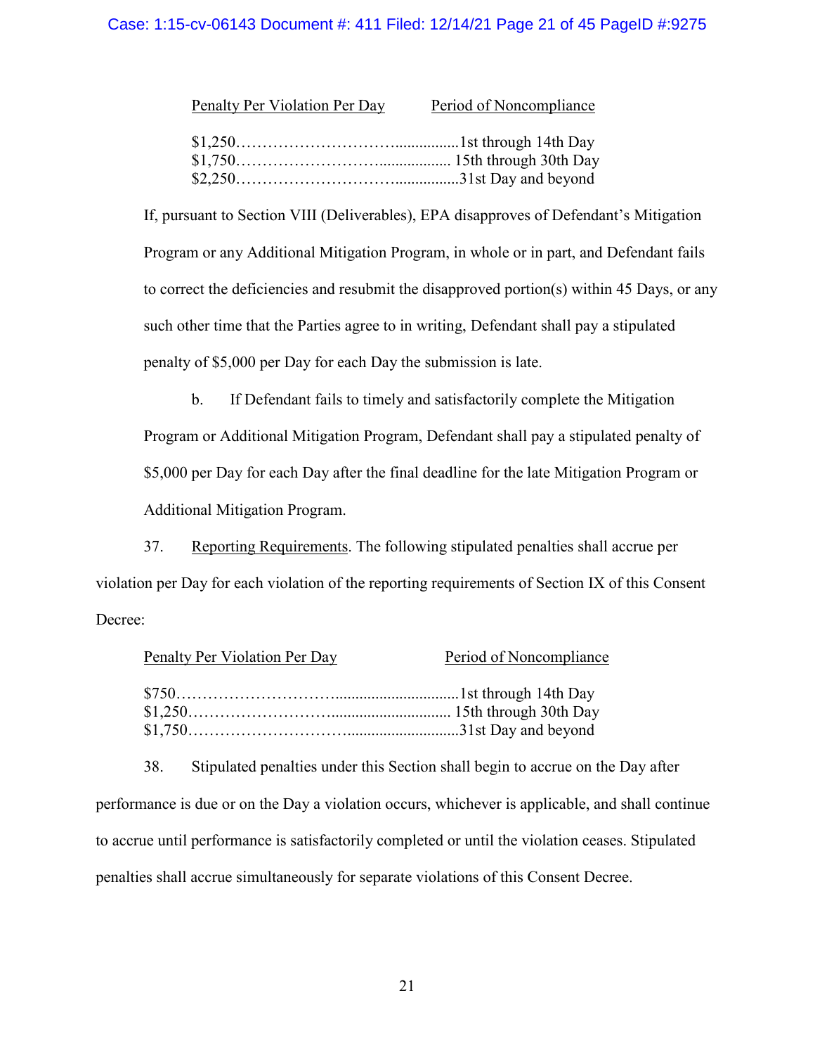| Penalty Per Violation Per Day | Period of Noncompliance |
|---|---|
| $1,250 | 1st through 14th Day |
| $1,750 | 15th through 30th Day |
| $2,250 | 31st Day and beyond |

If, pursuant to Section VIII (Deliverables), EPA disapproves of Defendant's Mitigation Program or any Additional Mitigation Program, in whole or in part, and Defendant fails to correct the deficiencies and resubmit the disapproved portion(s) within 45 Days, or any such other time that the Parties agree to in writing, Defendant shall pay a stipulated penalty of $5,000 per Day for each Day the submission is late.

b. If Defendant fails to timely and satisfactorily complete the Mitigation Program or Additional Mitigation Program, Defendant shall pay a stipulated penalty of $5,000 per Day for each Day after the final deadline for the late Mitigation Program or Additional Mitigation Program.

37. Reporting Requirements. The following stipulated penalties shall accrue per violation per Day for each violation of the reporting requirements of Section IX of this Consent Decree:

| Penalty Per Violation Per Day | Period of Noncompliance |
|---|---|
| $750 | 1st through 14th Day |
| $1,250 | 15th through 30th Day |
| $1,750 | 31st Day and beyond |

38. Stipulated penalties under this Section shall begin to accrue on the Day after performance is due or on the Day a violation occurs, whichever is applicable, and shall continue to accrue until performance is satisfactorily completed or until the violation ceases. Stipulated penalties shall accrue simultaneously for separate violations of this Consent Decree.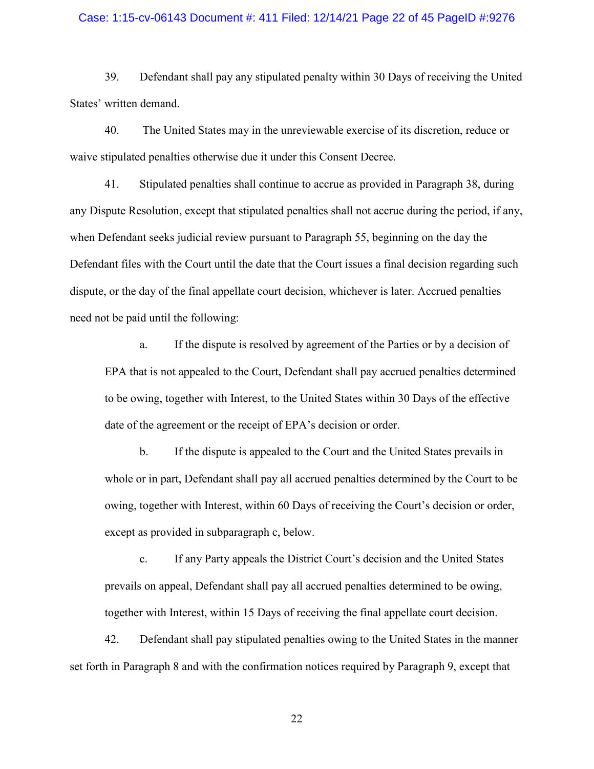39. Defendant shall pay any stipulated penalty within 30 Days of receiving the United States' written demand.

40. The United States may in the unreviewable exercise of its discretion, reduce or waive stipulated penalties otherwise due it under this Consent Decree.

41. Stipulated penalties shall continue to accrue as provided in Paragraph 38, during any Dispute Resolution, except that stipulated penalties shall not accrue during the period, if any, when Defendant seeks judicial review pursuant to Paragraph 55, beginning on the day the Defendant files with the Court until the date that the Court issues a final decision regarding such dispute, or the day of the final appellate court decision, whichever is later. Accrued penalties need not be paid until the following:

> a. If the dispute is resolved by agreement of the Parties or by a decision of EPA that is not appealed to the Court, Defendant shall pay accrued penalties determined to be owing, together with Interest, to the United States within 30 Days of the effective date of the agreement or the receipt of EPA's decision or order.
>
> b. If the dispute is appealed to the Court and the United States prevails in whole or in part, Defendant shall pay all accrued penalties determined by the Court to be owing, together with Interest, within 60 Days of receiving the Court's decision or order, except as provided in subparagraph c, below.
>
> c. If any Party appeals the District Court's decision and the United States prevails on appeal, Defendant shall pay all accrued penalties determined to be owing, together with Interest, within 15 Days of receiving the final appellate court decision.

42. Defendant shall pay stipulated penalties owing to the United States in the manner set forth in Paragraph 8 and with the confirmation notices required by Paragraph 9, except that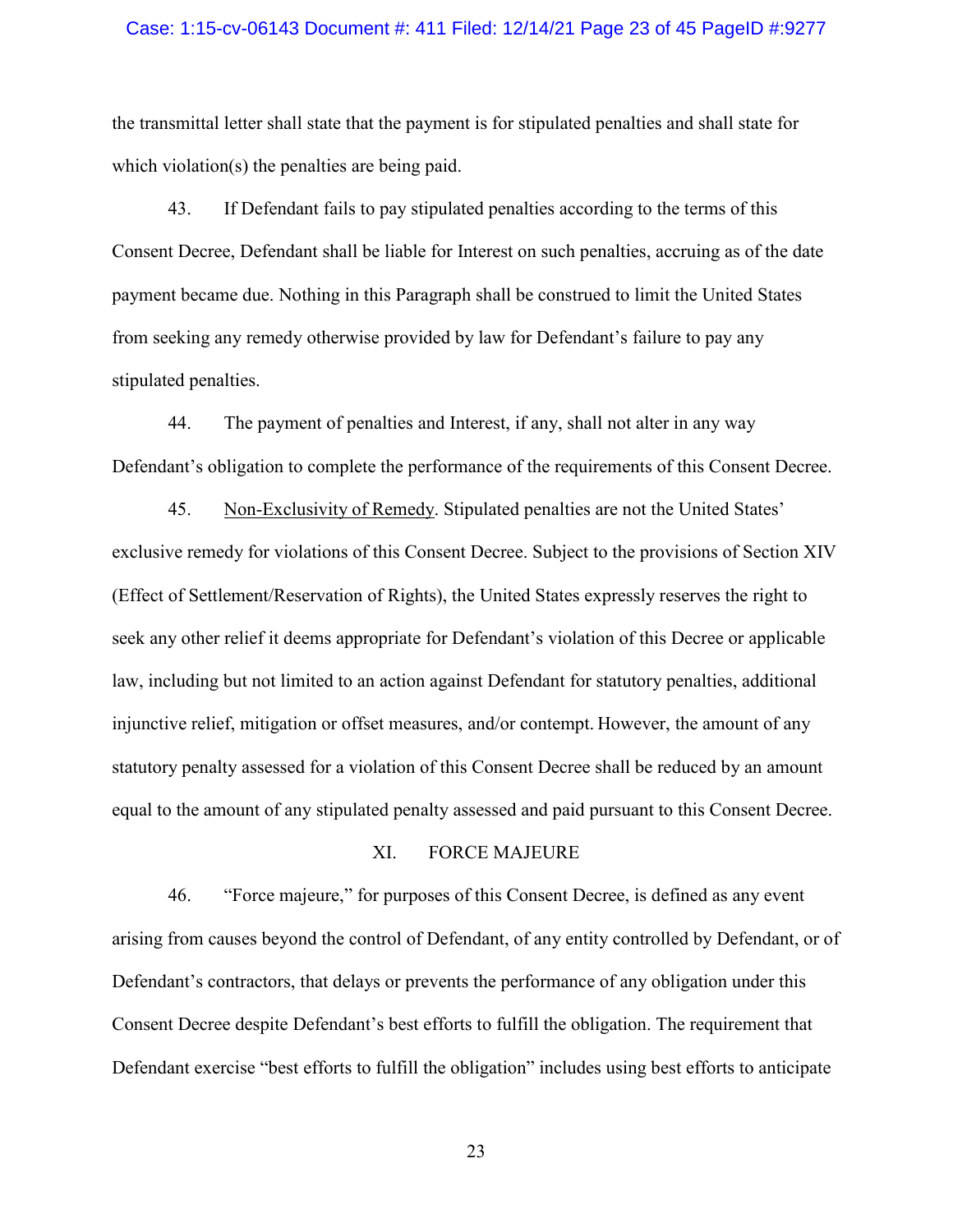the transmittal letter shall state that the payment is for stipulated penalties and shall state for which violation(s) the penalties are being paid.

43. If Defendant fails to pay stipulated penalties according to the terms of this Consent Decree, Defendant shall be liable for Interest on such penalties, accruing as of the date payment became due. Nothing in this Paragraph shall be construed to limit the United States from seeking any remedy otherwise provided by law for Defendant's failure to pay any stipulated penalties.

44. The payment of penalties and Interest, if any, shall not alter in any way Defendant's obligation to complete the performance of the requirements of this Consent Decree.

45. Non-Exclusivity of Remedy. Stipulated penalties are not the United States' exclusive remedy for violations of this Consent Decree. Subject to the provisions of Section XIV (Effect of Settlement/Reservation of Rights), the United States expressly reserves the right to seek any other relief it deems appropriate for Defendant's violation of this Decree or applicable law, including but not limited to an action against Defendant for statutory penalties, additional injunctive relief, mitigation or offset measures, and/or contempt. However, the amount of any statutory penalty assessed for a violation of this Consent Decree shall be reduced by an amount equal to the amount of any stipulated penalty assessed and paid pursuant to this Consent Decree.

## XI. FORCE MAJEURE

46. "Force majeure," for purposes of this Consent Decree, is defined as any event arising from causes beyond the control of Defendant, of any entity controlled by Defendant, or of Defendant's contractors, that delays or prevents the performance of any obligation under this Consent Decree despite Defendant's best efforts to fulfill the obligation. The requirement that Defendant exercise "best efforts to fulfill the obligation" includes using best efforts to anticipate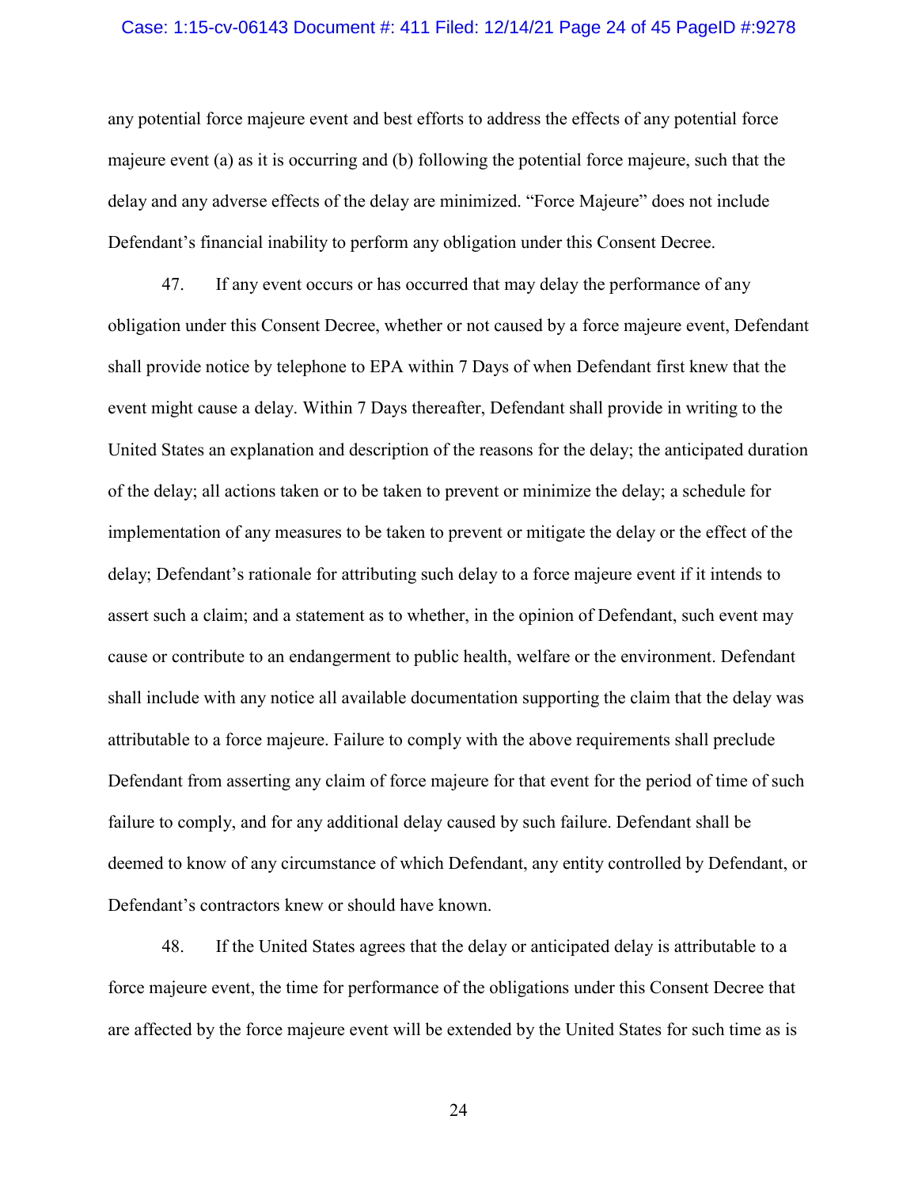any potential force majeure event and best efforts to address the effects of any potential force majeure event (a) as it is occurring and (b) following the potential force majeure, such that the delay and any adverse effects of the delay are minimized. "Force Majeure" does not include Defendant's financial inability to perform any obligation under this Consent Decree.

47. If any event occurs or has occurred that may delay the performance of any obligation under this Consent Decree, whether or not caused by a force majeure event, Defendant shall provide notice by telephone to EPA within 7 Days of when Defendant first knew that the event might cause a delay. Within 7 Days thereafter, Defendant shall provide in writing to the United States an explanation and description of the reasons for the delay; the anticipated duration of the delay; all actions taken or to be taken to prevent or minimize the delay; a schedule for implementation of any measures to be taken to prevent or mitigate the delay or the effect of the delay; Defendant's rationale for attributing such delay to a force majeure event if it intends to assert such a claim; and a statement as to whether, in the opinion of Defendant, such event may cause or contribute to an endangerment to public health, welfare or the environment. Defendant shall include with any notice all available documentation supporting the claim that the delay was attributable to a force majeure. Failure to comply with the above requirements shall preclude Defendant from asserting any claim of force majeure for that event for the period of time of such failure to comply, and for any additional delay caused by such failure. Defendant shall be deemed to know of any circumstance of which Defendant, any entity controlled by Defendant, or Defendant's contractors knew or should have known.

48. If the United States agrees that the delay or anticipated delay is attributable to a force majeure event, the time for performance of the obligations under this Consent Decree that are affected by the force majeure event will be extended by the United States for such time as is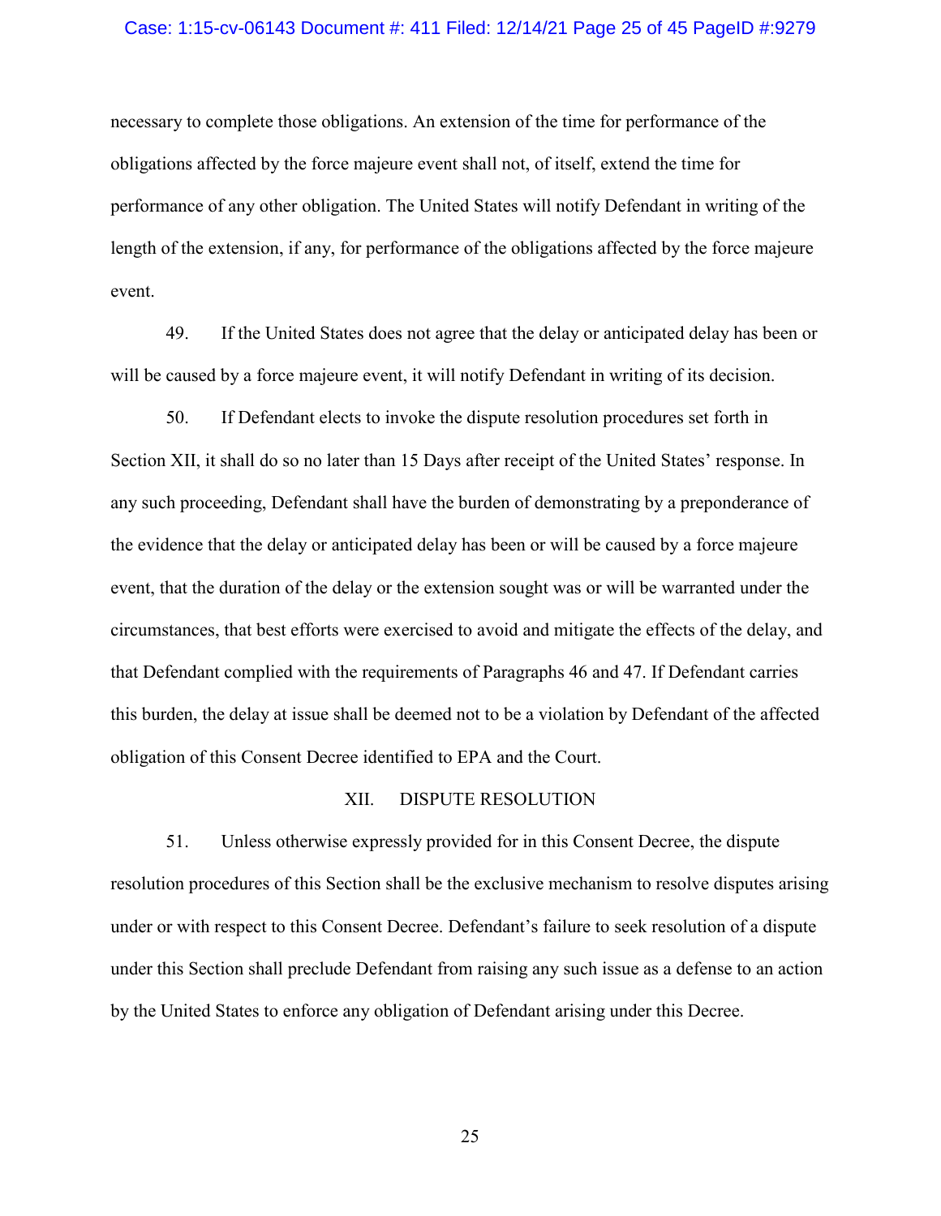necessary to complete those obligations. An extension of the time for performance of the obligations affected by the force majeure event shall not, of itself, extend the time for performance of any other obligation. The United States will notify Defendant in writing of the length of the extension, if any, for performance of the obligations affected by the force majeure event.

49. If the United States does not agree that the delay or anticipated delay has been or will be caused by a force majeure event, it will notify Defendant in writing of its decision.

50. If Defendant elects to invoke the dispute resolution procedures set forth in Section XII, it shall do so no later than 15 Days after receipt of the United States' response. In any such proceeding, Defendant shall have the burden of demonstrating by a preponderance of the evidence that the delay or anticipated delay has been or will be caused by a force majeure event, that the duration of the delay or the extension sought was or will be warranted under the circumstances, that best efforts were exercised to avoid and mitigate the effects of the delay, and that Defendant complied with the requirements of Paragraphs 46 and 47. If Defendant carries this burden, the delay at issue shall be deemed not to be a violation by Defendant of the affected obligation of this Consent Decree identified to EPA and the Court.

## XII. DISPUTE RESOLUTION

51. Unless otherwise expressly provided for in this Consent Decree, the dispute resolution procedures of this Section shall be the exclusive mechanism to resolve disputes arising under or with respect to this Consent Decree. Defendant's failure to seek resolution of a dispute under this Section shall preclude Defendant from raising any such issue as a defense to an action by the United States to enforce any obligation of Defendant arising under this Decree.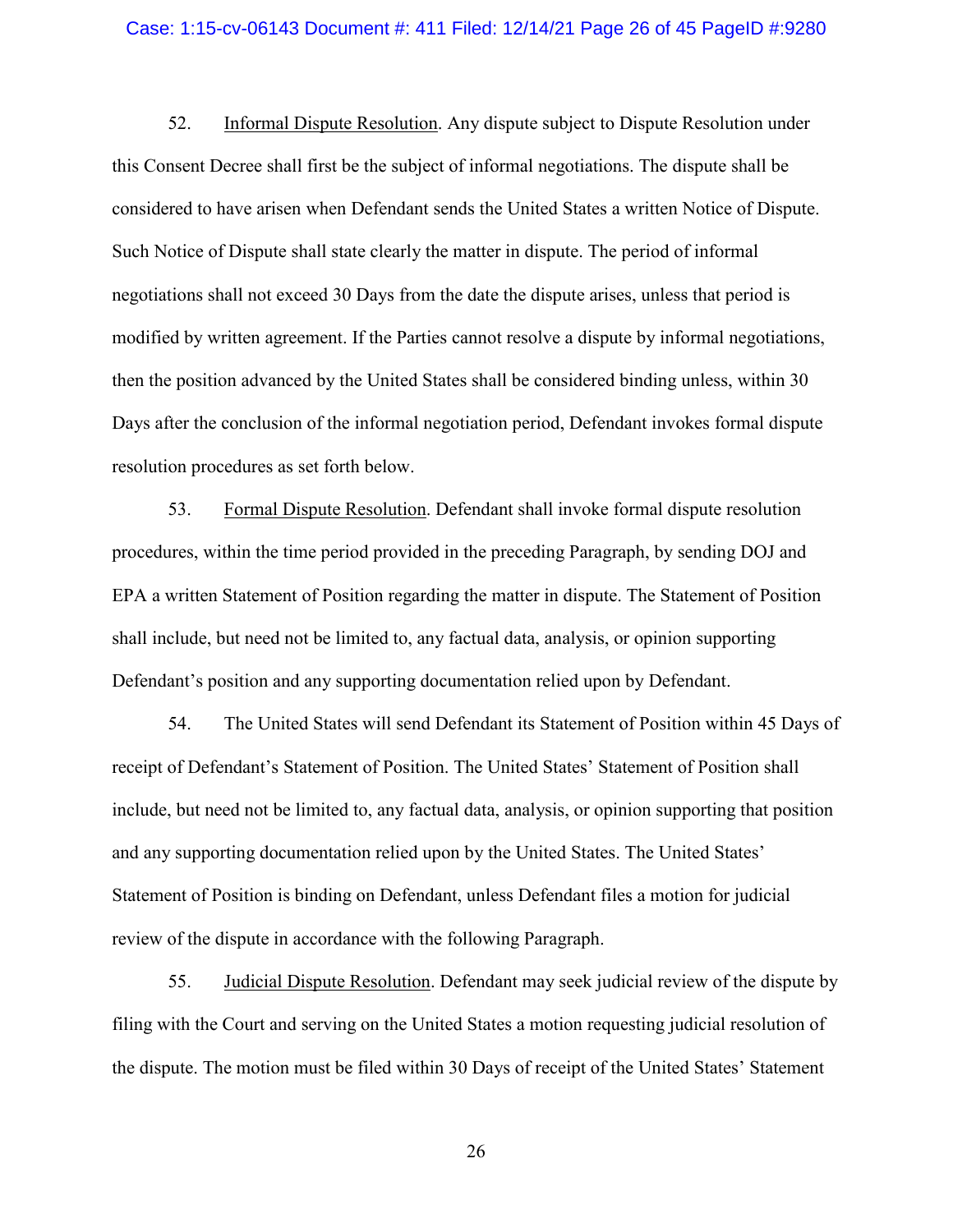52. Informal Dispute Resolution. Any dispute subject to Dispute Resolution under this Consent Decree shall first be the subject of informal negotiations. The dispute shall be considered to have arisen when Defendant sends the United States a written Notice of Dispute. Such Notice of Dispute shall state clearly the matter in dispute. The period of informal negotiations shall not exceed 30 Days from the date the dispute arises, unless that period is modified by written agreement. If the Parties cannot resolve a dispute by informal negotiations, then the position advanced by the United States shall be considered binding unless, within 30 Days after the conclusion of the informal negotiation period, Defendant invokes formal dispute resolution procedures as set forth below.

53. Formal Dispute Resolution. Defendant shall invoke formal dispute resolution procedures, within the time period provided in the preceding Paragraph, by sending DOJ and EPA a written Statement of Position regarding the matter in dispute. The Statement of Position shall include, but need not be limited to, any factual data, analysis, or opinion supporting Defendant's position and any supporting documentation relied upon by Defendant.

54. The United States will send Defendant its Statement of Position within 45 Days of receipt of Defendant's Statement of Position. The United States' Statement of Position shall include, but need not be limited to, any factual data, analysis, or opinion supporting that position and any supporting documentation relied upon by the United States. The United States' Statement of Position is binding on Defendant, unless Defendant files a motion for judicial review of the dispute in accordance with the following Paragraph.

55. Judicial Dispute Resolution. Defendant may seek judicial review of the dispute by filing with the Court and serving on the United States a motion requesting judicial resolution of the dispute. The motion must be filed within 30 Days of receipt of the United States' Statement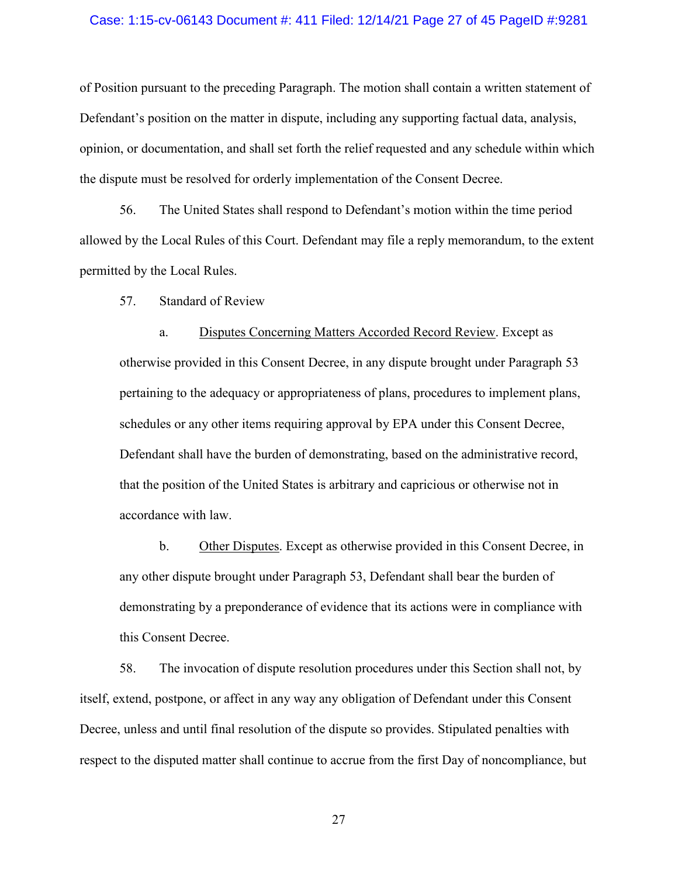of Position pursuant to the preceding Paragraph. The motion shall contain a written statement of Defendant's position on the matter in dispute, including any supporting factual data, analysis, opinion, or documentation, and shall set forth the relief requested and any schedule within which the dispute must be resolved for orderly implementation of the Consent Decree.

56. The United States shall respond to Defendant's motion within the time period allowed by the Local Rules of this Court. Defendant may file a reply memorandum, to the extent permitted by the Local Rules.

57. Standard of Review

a. Disputes Concerning Matters Accorded Record Review. Except as otherwise provided in this Consent Decree, in any dispute brought under Paragraph 53 pertaining to the adequacy or appropriateness of plans, procedures to implement plans, schedules or any other items requiring approval by EPA under this Consent Decree, Defendant shall have the burden of demonstrating, based on the administrative record, that the position of the United States is arbitrary and capricious or otherwise not in accordance with law.

b. Other Disputes. Except as otherwise provided in this Consent Decree, in any other dispute brought under Paragraph 53, Defendant shall bear the burden of demonstrating by a preponderance of evidence that its actions were in compliance with this Consent Decree.

58. The invocation of dispute resolution procedures under this Section shall not, by itself, extend, postpone, or affect in any way any obligation of Defendant under this Consent Decree, unless and until final resolution of the dispute so provides. Stipulated penalties with respect to the disputed matter shall continue to accrue from the first Day of noncompliance, but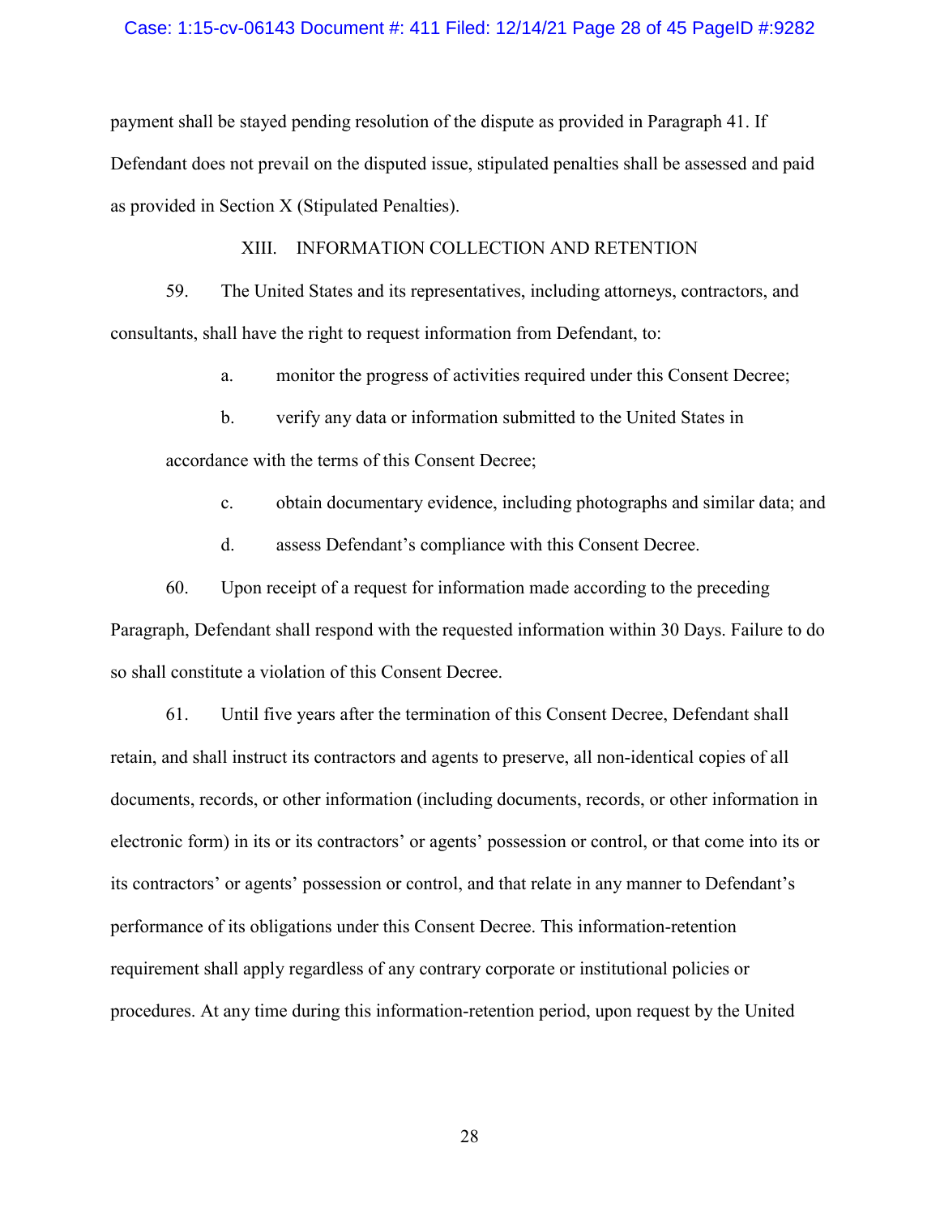payment shall be stayed pending resolution of the dispute as provided in Paragraph 41. If Defendant does not prevail on the disputed issue, stipulated penalties shall be assessed and paid as provided in Section X (Stipulated Penalties).

## XIII. INFORMATION COLLECTION AND RETENTION

59. The United States and its representatives, including attorneys, contractors, and consultants, shall have the right to request information from Defendant, to:

a. monitor the progress of activities required under this Consent Decree;

b. verify any data or information submitted to the United States in accordance with the terms of this Consent Decree;

c. obtain documentary evidence, including photographs and similar data; and

d. assess Defendant's compliance with this Consent Decree.

60. Upon receipt of a request for information made according to the preceding Paragraph, Defendant shall respond with the requested information within 30 Days. Failure to do so shall constitute a violation of this Consent Decree.

61. Until five years after the termination of this Consent Decree, Defendant shall retain, and shall instruct its contractors and agents to preserve, all non-identical copies of all documents, records, or other information (including documents, records, or other information in electronic form) in its or its contractors' or agents' possession or control, or that come into its or its contractors' or agents' possession or control, and that relate in any manner to Defendant's performance of its obligations under this Consent Decree. This information-retention requirement shall apply regardless of any contrary corporate or institutional policies or procedures. At any time during this information-retention period, upon request by the United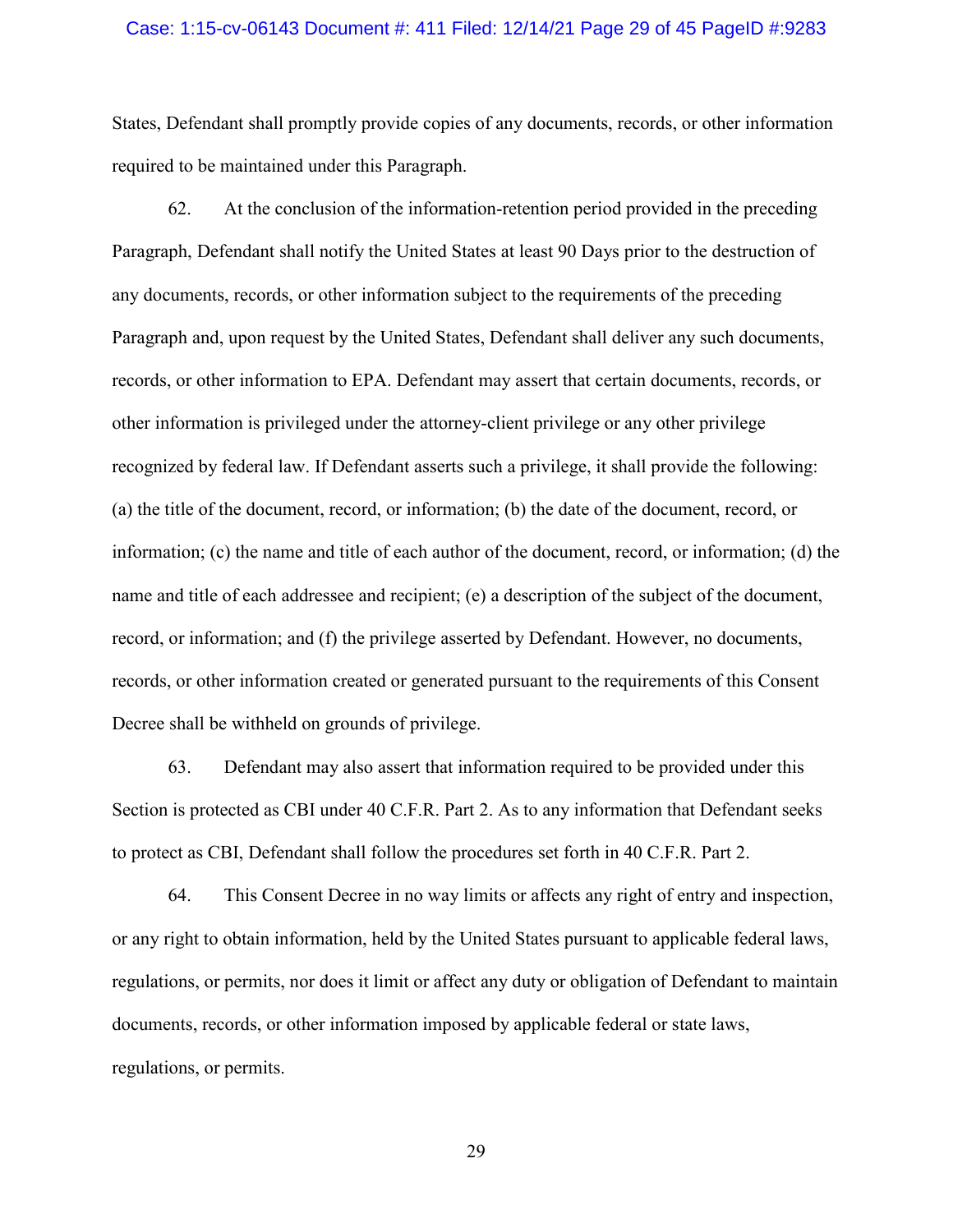States, Defendant shall promptly provide copies of any documents, records, or other information required to be maintained under this Paragraph.

62. At the conclusion of the information-retention period provided in the preceding Paragraph, Defendant shall notify the United States at least 90 Days prior to the destruction of any documents, records, or other information subject to the requirements of the preceding Paragraph and, upon request by the United States, Defendant shall deliver any such documents, records, or other information to EPA. Defendant may assert that certain documents, records, or other information is privileged under the attorney-client privilege or any other privilege recognized by federal law. If Defendant asserts such a privilege, it shall provide the following: (a) the title of the document, record, or information; (b) the date of the document, record, or information; (c) the name and title of each author of the document, record, or information; (d) the name and title of each addressee and recipient; (e) a description of the subject of the document, record, or information; and (f) the privilege asserted by Defendant. However, no documents, records, or other information created or generated pursuant to the requirements of this Consent Decree shall be withheld on grounds of privilege.

63. Defendant may also assert that information required to be provided under this Section is protected as CBI under 40 C.F.R. Part 2. As to any information that Defendant seeks to protect as CBI, Defendant shall follow the procedures set forth in 40 C.F.R. Part 2.

64. This Consent Decree in no way limits or affects any right of entry and inspection, or any right to obtain information, held by the United States pursuant to applicable federal laws, regulations, or permits, nor does it limit or affect any duty or obligation of Defendant to maintain documents, records, or other information imposed by applicable federal or state laws, regulations, or permits.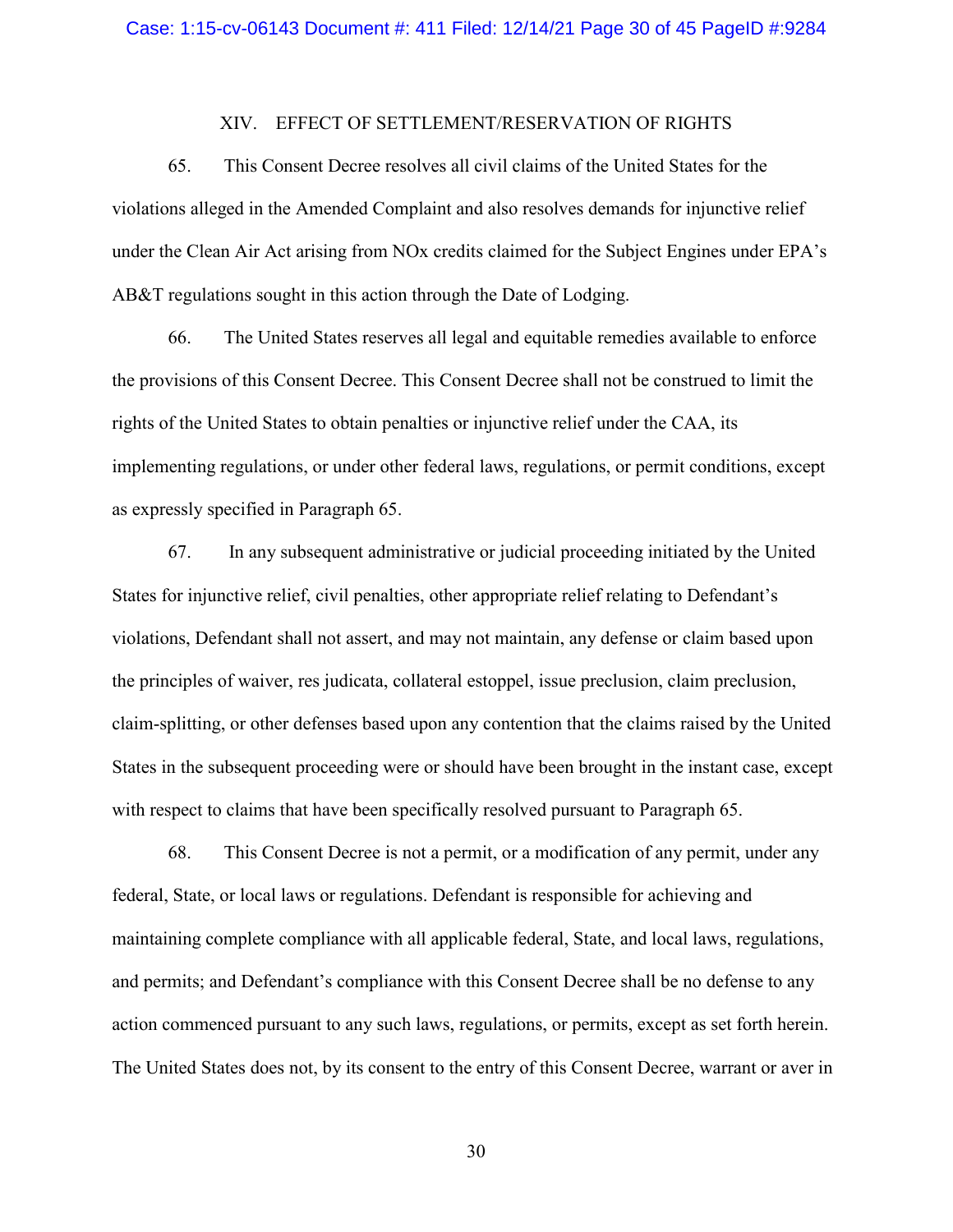## XIV. EFFECT OF SETTLEMENT/RESERVATION OF RIGHTS

65. This Consent Decree resolves all civil claims of the United States for the violations alleged in the Amended Complaint and also resolves demands for injunctive relief under the Clean Air Act arising from NOx credits claimed for the Subject Engines under EPA's AB&T regulations sought in this action through the Date of Lodging.

66. The United States reserves all legal and equitable remedies available to enforce the provisions of this Consent Decree. This Consent Decree shall not be construed to limit the rights of the United States to obtain penalties or injunctive relief under the CAA, its implementing regulations, or under other federal laws, regulations, or permit conditions, except as expressly specified in Paragraph 65.

67. In any subsequent administrative or judicial proceeding initiated by the United States for injunctive relief, civil penalties, other appropriate relief relating to Defendant's violations, Defendant shall not assert, and may not maintain, any defense or claim based upon the principles of waiver, res judicata, collateral estoppel, issue preclusion, claim preclusion, claim-splitting, or other defenses based upon any contention that the claims raised by the United States in the subsequent proceeding were or should have been brought in the instant case, except with respect to claims that have been specifically resolved pursuant to Paragraph 65.

68. This Consent Decree is not a permit, or a modification of any permit, under any federal, State, or local laws or regulations. Defendant is responsible for achieving and maintaining complete compliance with all applicable federal, State, and local laws, regulations, and permits; and Defendant's compliance with this Consent Decree shall be no defense to any action commenced pursuant to any such laws, regulations, or permits, except as set forth herein. The United States does not, by its consent to the entry of this Consent Decree, warrant or aver in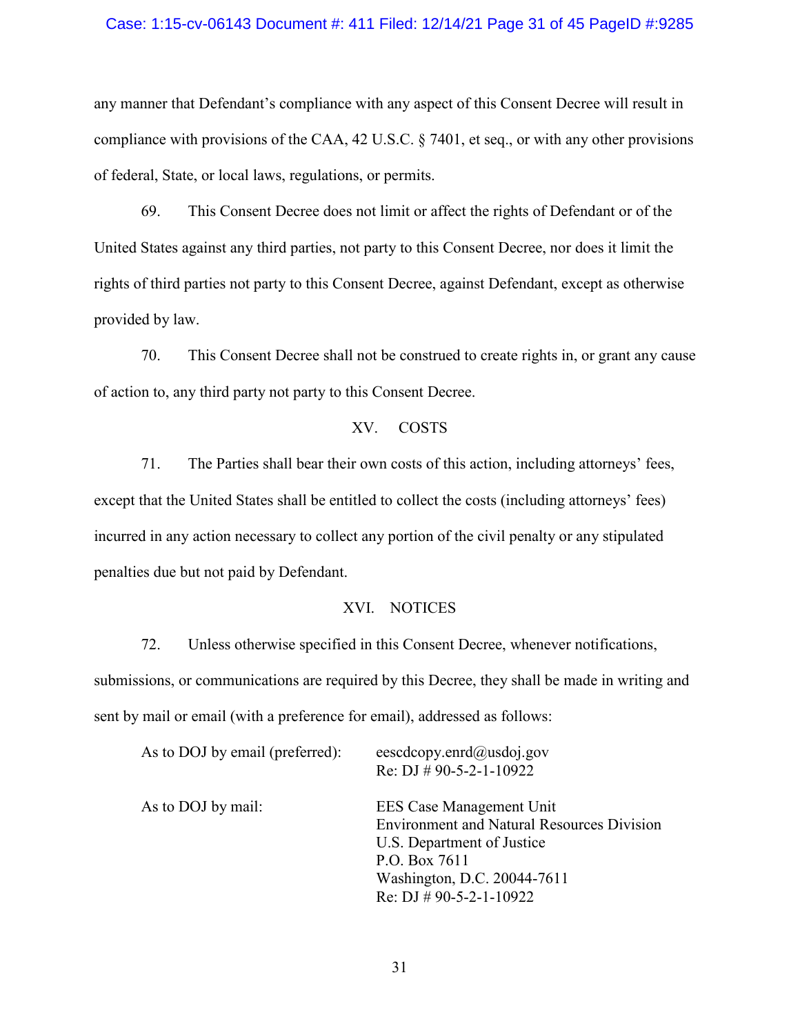any manner that Defendant's compliance with any aspect of this Consent Decree will result in compliance with provisions of the CAA, 42 U.S.C. § 7401, et seq., or with any other provisions of federal, State, or local laws, regulations, or permits.

69. This Consent Decree does not limit or affect the rights of Defendant or of the United States against any third parties, not party to this Consent Decree, nor does it limit the rights of third parties not party to this Consent Decree, against Defendant, except as otherwise provided by law.

70. This Consent Decree shall not be construed to create rights in, or grant any cause of action to, any third party not party to this Consent Decree.

## XV. COSTS

71. The Parties shall bear their own costs of this action, including attorneys' fees, except that the United States shall be entitled to collect the costs (including attorneys' fees) incurred in any action necessary to collect any portion of the civil penalty or any stipulated penalties due but not paid by Defendant.

## XVI. NOTICES

72. Unless otherwise specified in this Consent Decree, whenever notifications, submissions, or communications are required by this Decree, they shall be made in writing and sent by mail or email (with a preference for email), addressed as follows:

As to DOJ by email (preferred):

eescdcopy.enrd@usdoj.gov
Re: DJ # 90-5-2-1-10922

As to DOJ by mail:

EES Case Management Unit
Environment and Natural Resources Division
U.S. Department of Justice
P.O. Box 7611
Washington, D.C. 20044-7611
Re: DJ # 90-5-2-1-10922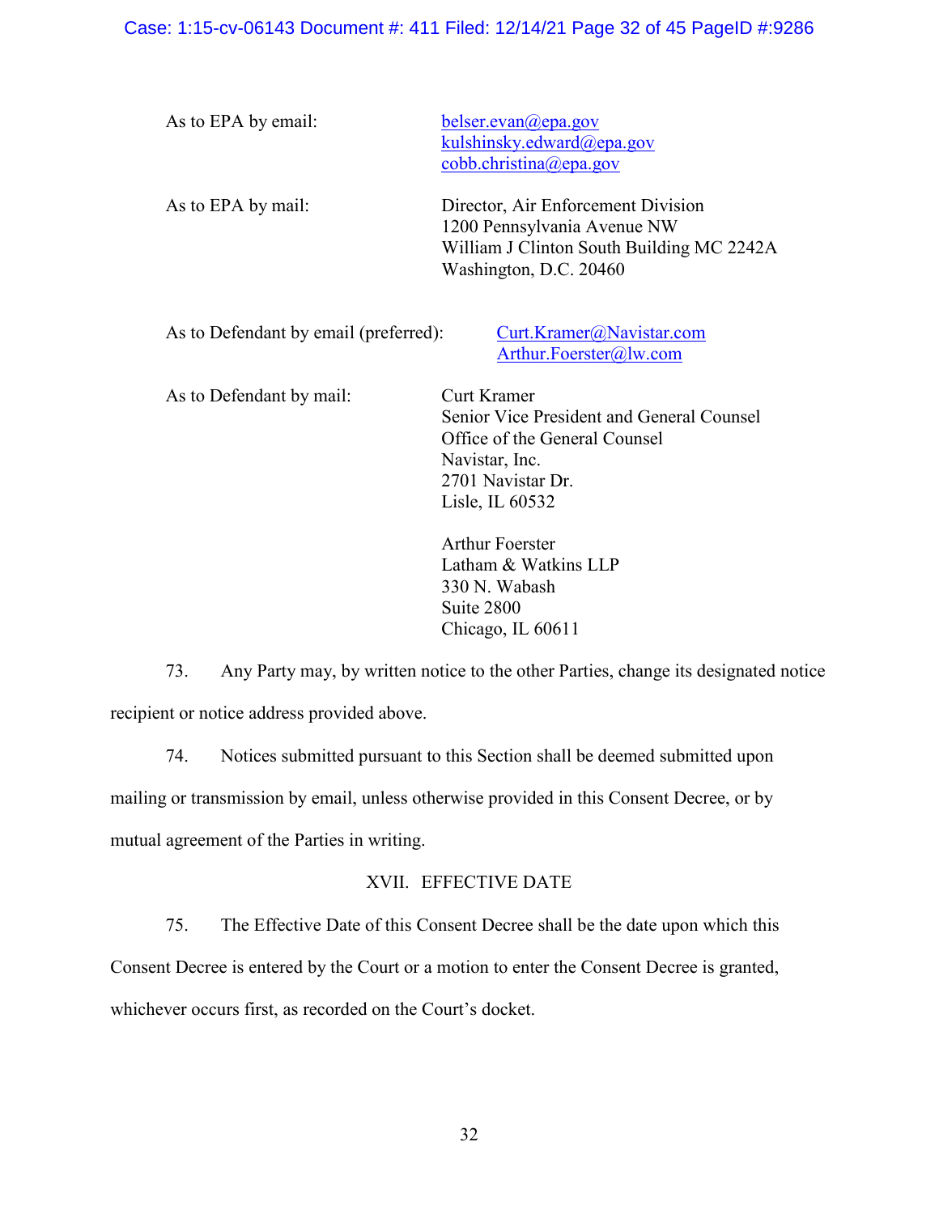As to EPA by email: belser.evan@epa.gov
kulshinsky.edward@epa.gov
cobb.christina@epa.gov

As to EPA by mail: Director, Air Enforcement Division
1200 Pennsylvania Avenue NW
William J Clinton South Building MC 2242A
Washington, D.C. 20460

As to Defendant by email (preferred): Curt.Kramer@Navistar.com
Arthur.Foerster@lw.com

As to Defendant by mail: Curt Kramer
Senior Vice President and General Counsel
Office of the General Counsel
Navistar, Inc.
2701 Navistar Dr.
Lisle, IL 60532

Arthur Foerster
Latham & Watkins LLP
330 N. Wabash
Suite 2800
Chicago, IL 60611

73. Any Party may, by written notice to the other Parties, change its designated notice recipient or notice address provided above.

74. Notices submitted pursuant to this Section shall be deemed submitted upon mailing or transmission by email, unless otherwise provided in this Consent Decree, or by mutual agreement of the Parties in writing.

## XVII. EFFECTIVE DATE

75. The Effective Date of this Consent Decree shall be the date upon which this Consent Decree is entered by the Court or a motion to enter the Consent Decree is granted, whichever occurs first, as recorded on the Court's docket.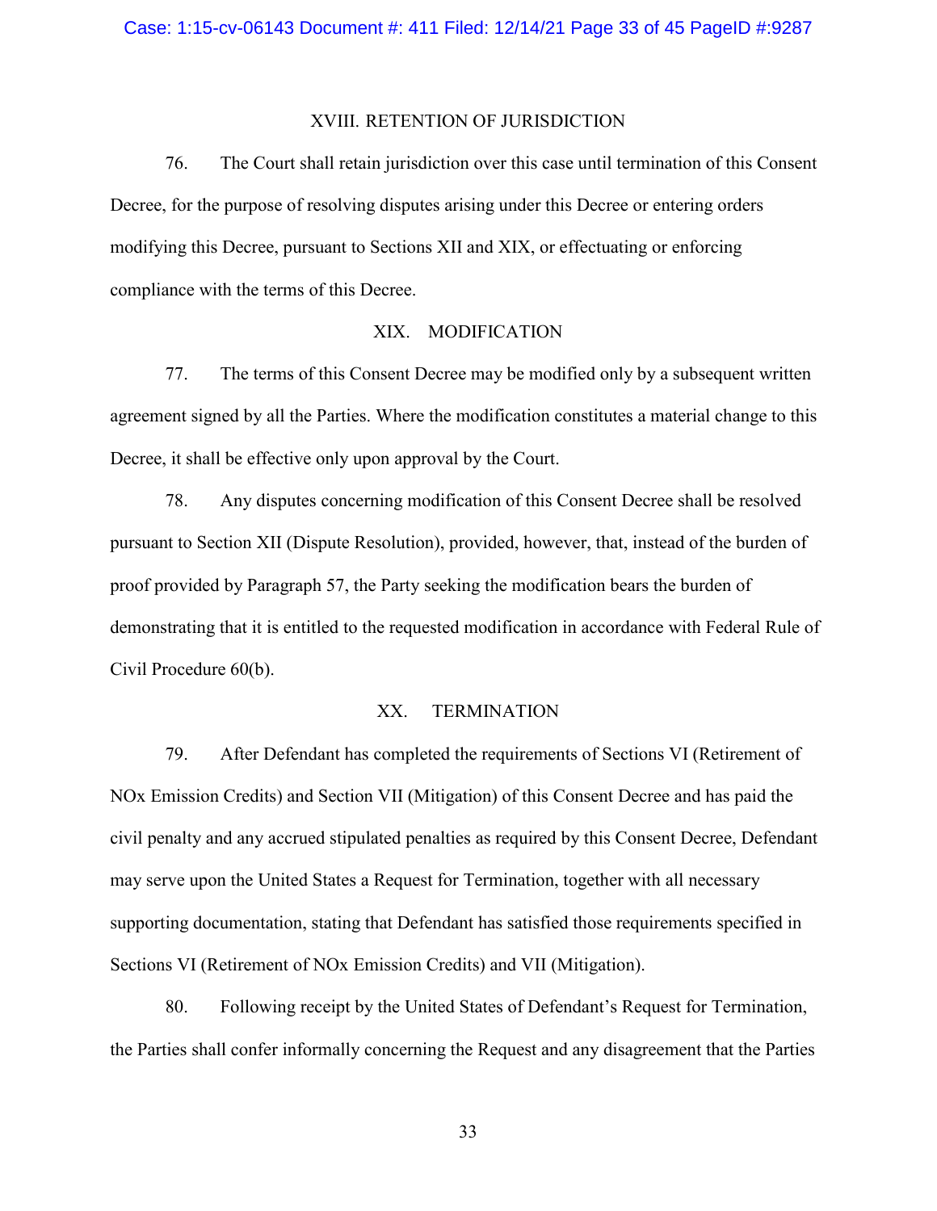## XVIII. RETENTION OF JURISDICTION

76. The Court shall retain jurisdiction over this case until termination of this Consent Decree, for the purpose of resolving disputes arising under this Decree or entering orders modifying this Decree, pursuant to Sections XII and XIX, or effectuating or enforcing compliance with the terms of this Decree.

## XIX. MODIFICATION

77. The terms of this Consent Decree may be modified only by a subsequent written agreement signed by all the Parties. Where the modification constitutes a material change to this Decree, it shall be effective only upon approval by the Court.

78. Any disputes concerning modification of this Consent Decree shall be resolved pursuant to Section XII (Dispute Resolution), provided, however, that, instead of the burden of proof provided by Paragraph 57, the Party seeking the modification bears the burden of demonstrating that it is entitled to the requested modification in accordance with Federal Rule of Civil Procedure 60(b).

## XX. TERMINATION

79. After Defendant has completed the requirements of Sections VI (Retirement of NOx Emission Credits) and Section VII (Mitigation) of this Consent Decree and has paid the civil penalty and any accrued stipulated penalties as required by this Consent Decree, Defendant may serve upon the United States a Request for Termination, together with all necessary supporting documentation, stating that Defendant has satisfied those requirements specified in Sections VI (Retirement of NOx Emission Credits) and VII (Mitigation).

80. Following receipt by the United States of Defendant's Request for Termination, the Parties shall confer informally concerning the Request and any disagreement that the Parties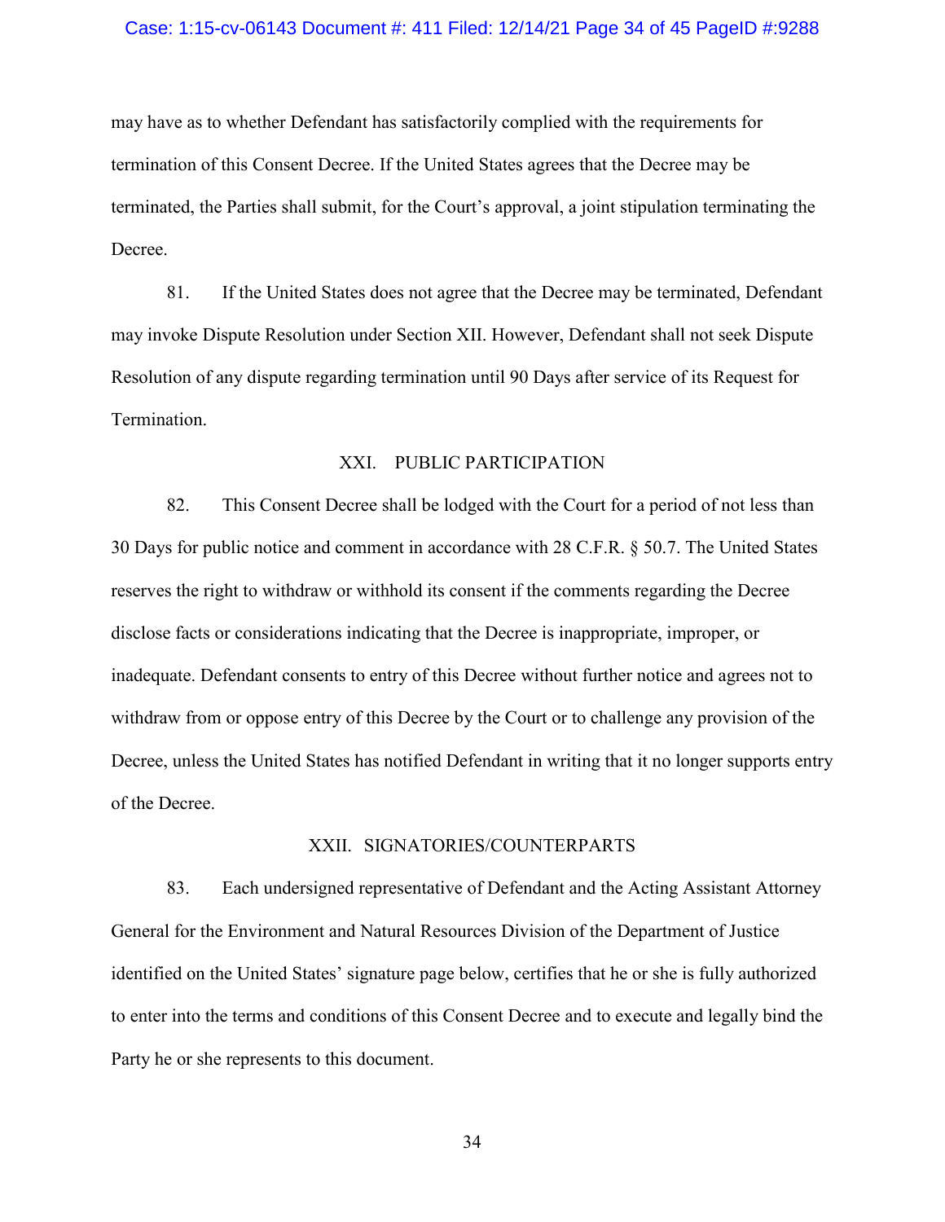may have as to whether Defendant has satisfactorily complied with the requirements for termination of this Consent Decree. If the United States agrees that the Decree may be terminated, the Parties shall submit, for the Court's approval, a joint stipulation terminating the Decree.

81. If the United States does not agree that the Decree may be terminated, Defendant may invoke Dispute Resolution under Section XII. However, Defendant shall not seek Dispute Resolution of any dispute regarding termination until 90 Days after service of its Request for Termination.

## XXI. PUBLIC PARTICIPATION

82. This Consent Decree shall be lodged with the Court for a period of not less than 30 Days for public notice and comment in accordance with 28 C.F.R. § 50.7. The United States reserves the right to withdraw or withhold its consent if the comments regarding the Decree disclose facts or considerations indicating that the Decree is inappropriate, improper, or inadequate. Defendant consents to entry of this Decree without further notice and agrees not to withdraw from or oppose entry of this Decree by the Court or to challenge any provision of the Decree, unless the United States has notified Defendant in writing that it no longer supports entry of the Decree.

## XXII. SIGNATORIES/COUNTERPARTS

83. Each undersigned representative of Defendant and the Acting Assistant Attorney General for the Environment and Natural Resources Division of the Department of Justice identified on the United States' signature page below, certifies that he or she is fully authorized to enter into the terms and conditions of this Consent Decree and to execute and legally bind the Party he or she represents to this document.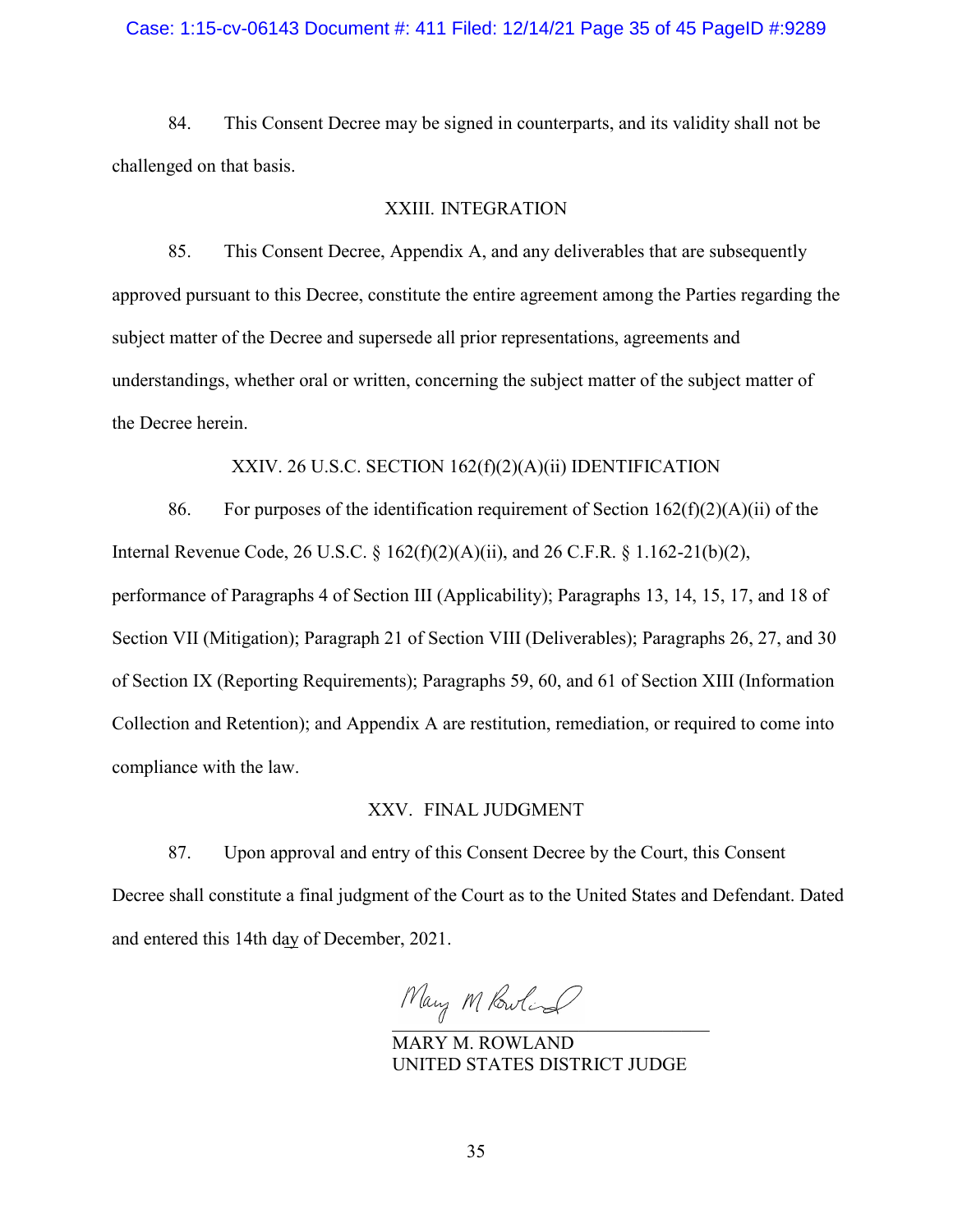84. This Consent Decree may be signed in counterparts, and its validity shall not be challenged on that basis.

## XXIII. INTEGRATION

85. This Consent Decree, Appendix A, and any deliverables that are subsequently approved pursuant to this Decree, constitute the entire agreement among the Parties regarding the subject matter of the Decree and supersede all prior representations, agreements and understandings, whether oral or written, concerning the subject matter of the subject matter of the Decree herein.

## XXIV. 26 U.S.C. SECTION 162(f)(2)(A)(ii) IDENTIFICATION

86. For purposes of the identification requirement of Section 162(f)(2)(A)(ii) of the Internal Revenue Code, 26 U.S.C. § 162(f)(2)(A)(ii), and 26 C.F.R. § 1.162-21(b)(2), performance of Paragraphs 4 of Section III (Applicability); Paragraphs 13, 14, 15, 17, and 18 of Section VII (Mitigation); Paragraph 21 of Section VIII (Deliverables); Paragraphs 26, 27, and 30 of Section IX (Reporting Requirements); Paragraphs 59, 60, and 61 of Section XIII (Information Collection and Retention); and Appendix A are restitution, remediation, or required to come into compliance with the law.

## XXV. FINAL JUDGMENT

87. Upon approval and entry of this Consent Decree by the Court, this Consent Decree shall constitute a final judgment of the Court as to the United States and Defendant. Dated and entered this 14th day of December, 2021.

Mary M Rowland

MARY M. ROWLAND
UNITED STATES DISTRICT JUDGE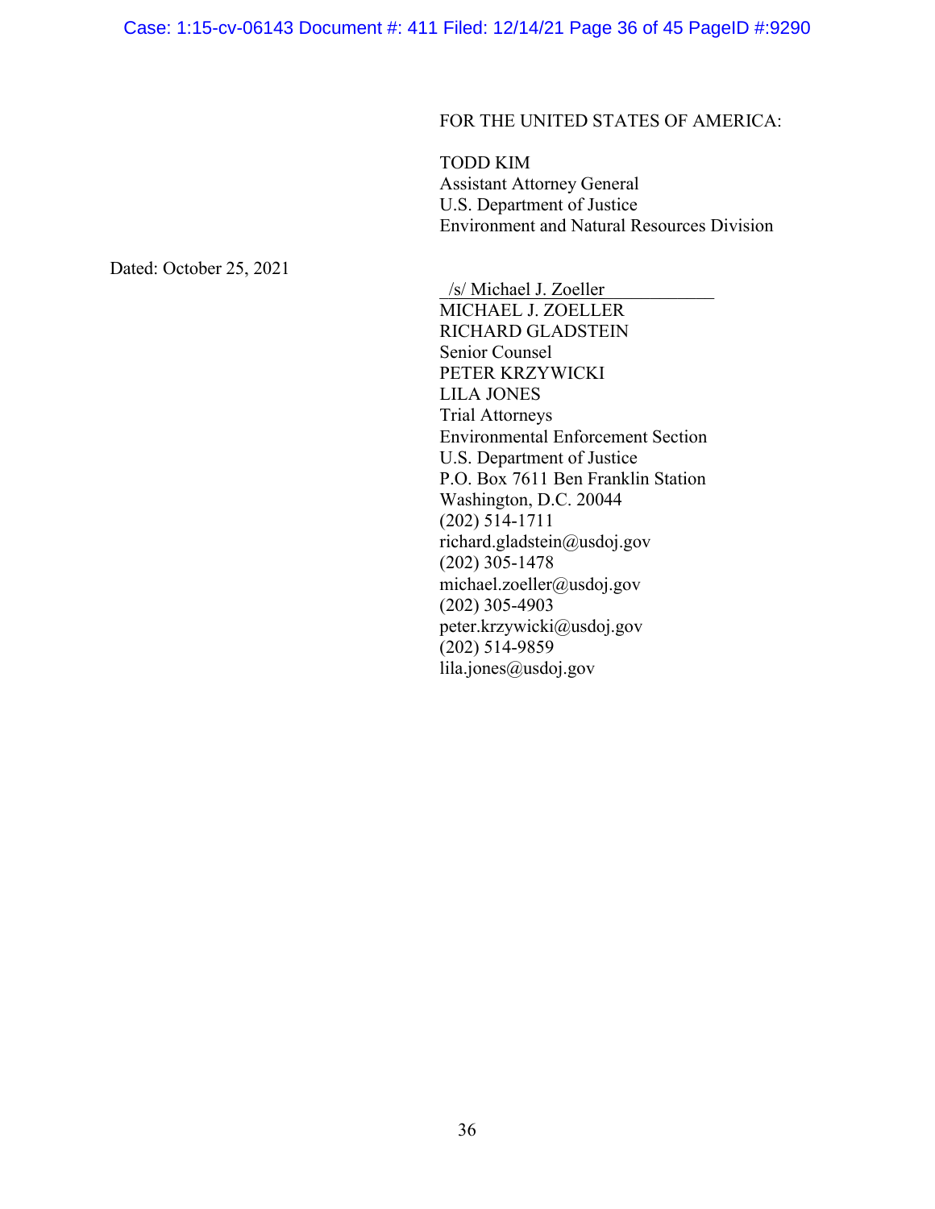FOR THE UNITED STATES OF AMERICA:

TODD KIM
Assistant Attorney General
U.S. Department of Justice
Environment and Natural Resources Division

Dated: October 25, 2021

/s/ Michael J. Zoeller
MICHAEL J. ZOELLER
RICHARD GLADSTEIN
Senior Counsel
PETER KRZYWICKI
LILA JONES
Trial Attorneys
Environmental Enforcement Section
U.S. Department of Justice
P.O. Box 7611 Ben Franklin Station
Washington, D.C. 20044
(202) 514-1711
richard.gladstein@usdoj.gov
(202) 305-1478
michael.zoeller@usdoj.gov
(202) 305-4903
peter.krzywicki@usdoj.gov
(202) 514-9859
lila.jones@usdoj.gov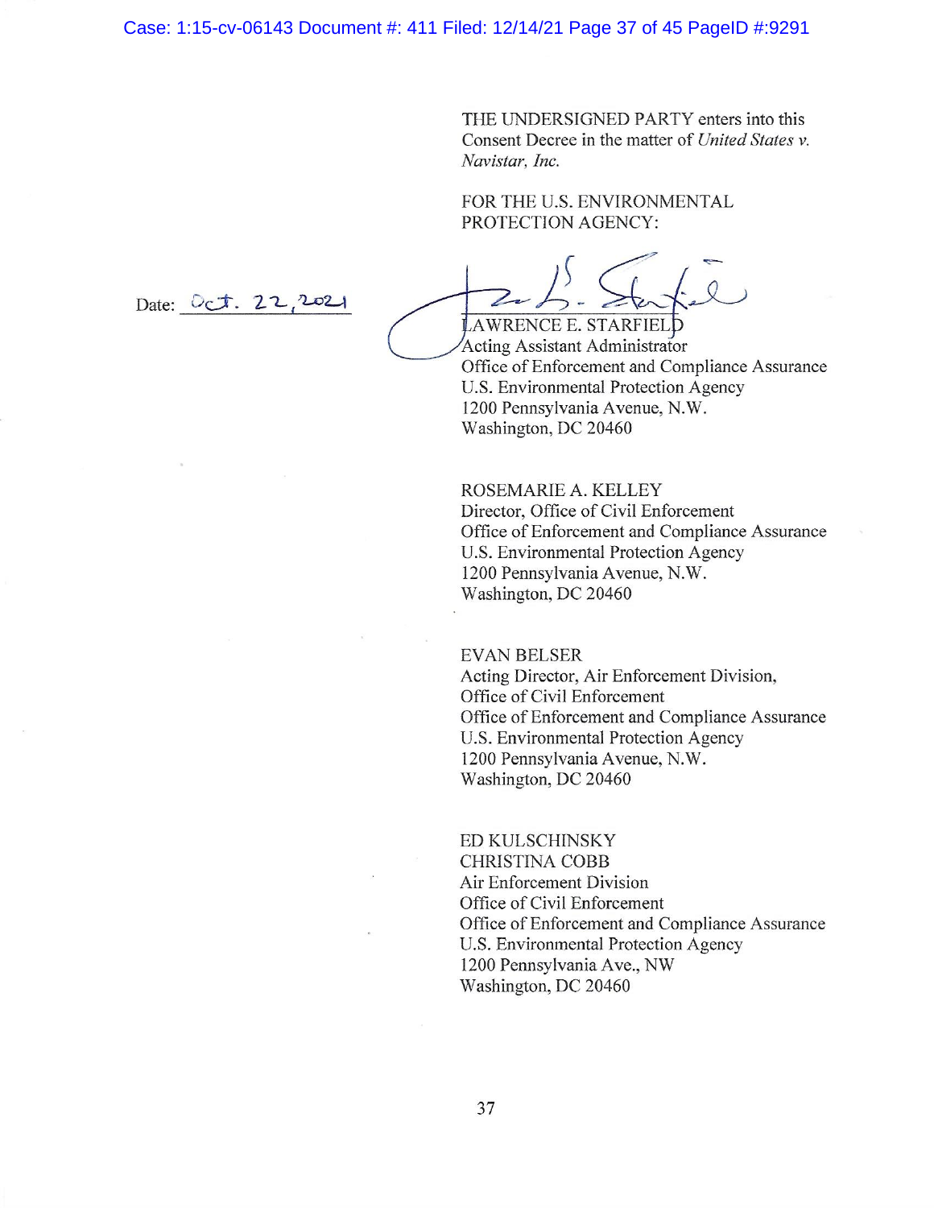THE UNDERSIGNED PARTY enters into this Consent Decree in the matter of *United States v. Navistar, Inc.*

FOR THE U.S. ENVIRONMENTAL PROTECTION AGENCY:

Date: Oct. 22, 2021

LAWRENCE E. STARFIELD
Acting Assistant Administrator
Office of Enforcement and Compliance Assurance
U.S. Environmental Protection Agency
1200 Pennsylvania Avenue, N.W.
Washington, DC 20460

ROSEMARIE A. KELLEY
Director, Office of Civil Enforcement
Office of Enforcement and Compliance Assurance
U.S. Environmental Protection Agency
1200 Pennsylvania Avenue, N.W.
Washington, DC 20460

EVAN BELSER
Acting Director, Air Enforcement Division,
Office of Civil Enforcement
Office of Enforcement and Compliance Assurance
U.S. Environmental Protection Agency
1200 Pennsylvania Avenue, N.W.
Washington, DC 20460

ED KULSCHINSKY
CHRISTINA COBB
Air Enforcement Division
Office of Civil Enforcement
Office of Enforcement and Compliance Assurance
U.S. Environmental Protection Agency
1200 Pennsylvania Ave., NW
Washington, DC 20460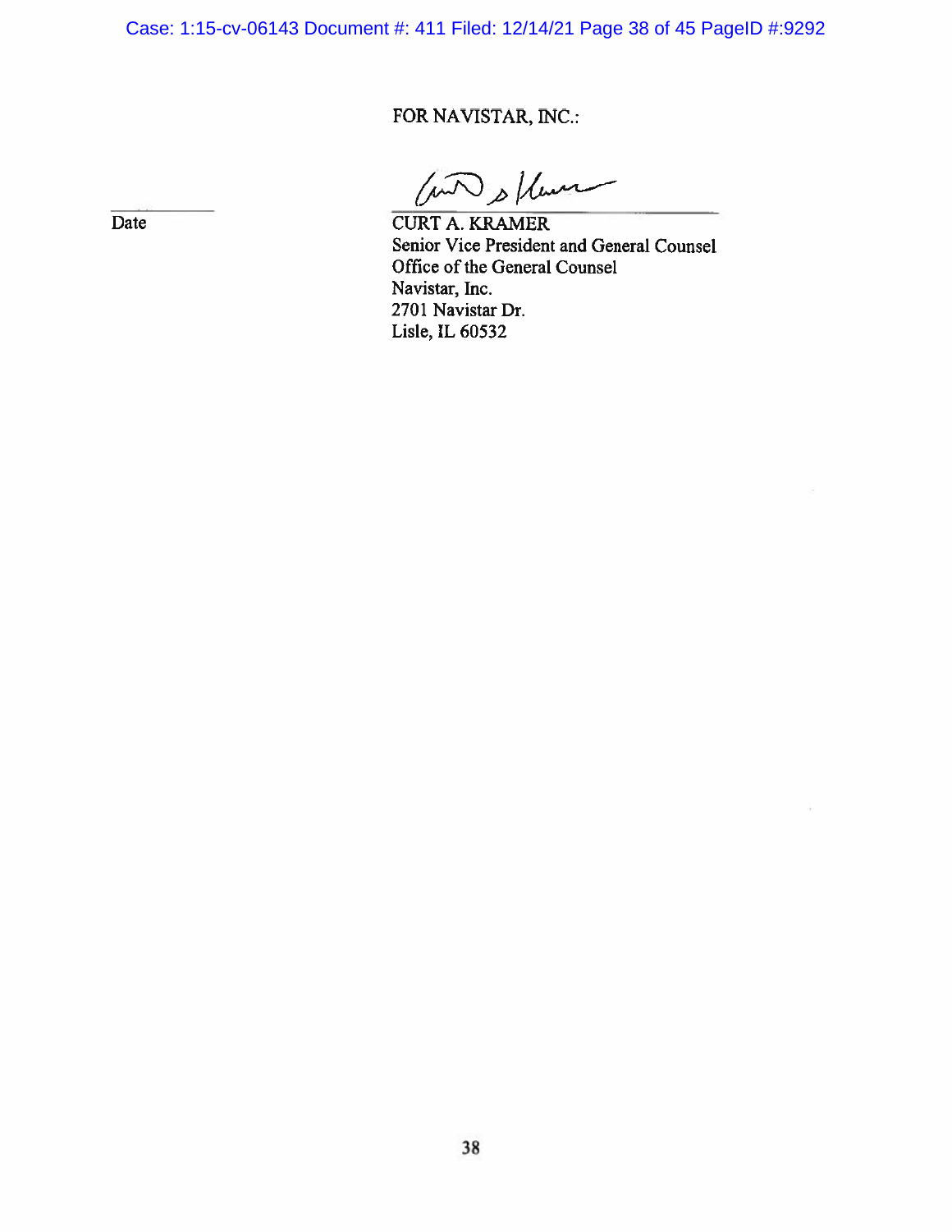FOR NAVISTAR, INC.:

\_\_\_\_\_\_\_\_\_\_\_\_
Date

\_\_\_\_\_\_\_\_\_\_\_\_\_\_\_\_\_\_\_\_\_\_\_\_\_\_\_\_
CURT A. KRAMER
Senior Vice President and General Counsel
Office of the General Counsel
Navistar, Inc.
2701 Navistar Dr.
Lisle, IL 60532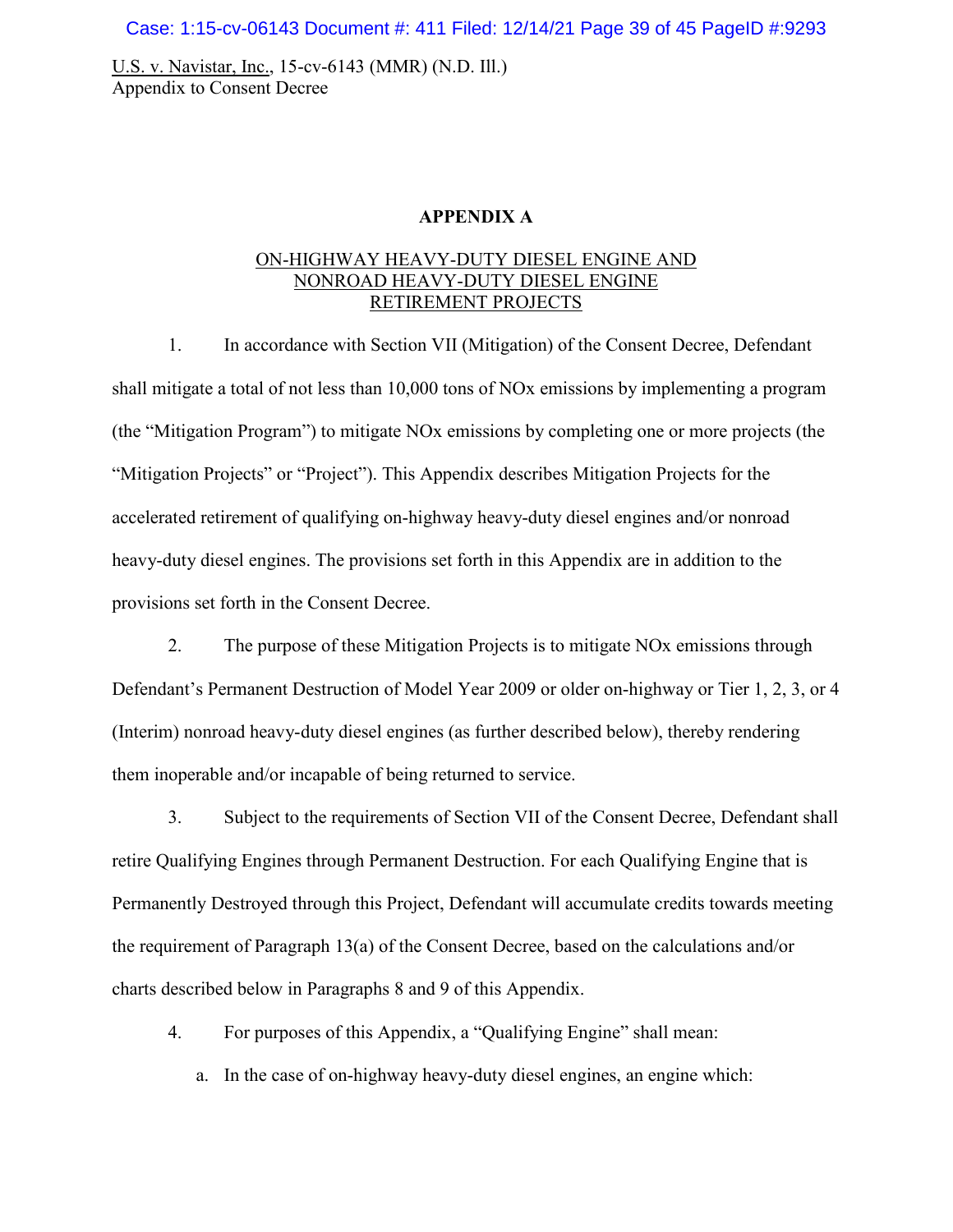**APPENDIX A**

ON-HIGHWAY HEAVY-DUTY DIESEL ENGINE AND NONROAD HEAVY-DUTY DIESEL ENGINE RETIREMENT PROJECTS

1. In accordance with Section VII (Mitigation) of the Consent Decree, Defendant shall mitigate a total of not less than 10,000 tons of NOx emissions by implementing a program (the "Mitigation Program") to mitigate NOx emissions by completing one or more projects (the "Mitigation Projects" or "Project"). This Appendix describes Mitigation Projects for the accelerated retirement of qualifying on-highway heavy-duty diesel engines and/or nonroad heavy-duty diesel engines. The provisions set forth in this Appendix are in addition to the provisions set forth in the Consent Decree.

2. The purpose of these Mitigation Projects is to mitigate NOx emissions through Defendant's Permanent Destruction of Model Year 2009 or older on-highway or Tier 1, 2, 3, or 4 (Interim) nonroad heavy-duty diesel engines (as further described below), thereby rendering them inoperable and/or incapable of being returned to service.

3. Subject to the requirements of Section VII of the Consent Decree, Defendant shall retire Qualifying Engines through Permanent Destruction. For each Qualifying Engine that is Permanently Destroyed through this Project, Defendant will accumulate credits towards meeting the requirement of Paragraph 13(a) of the Consent Decree, based on the calculations and/or charts described below in Paragraphs 8 and 9 of this Appendix.

4. For purposes of this Appendix, a "Qualifying Engine" shall mean:

   a. In the case of on-highway heavy-duty diesel engines, an engine which: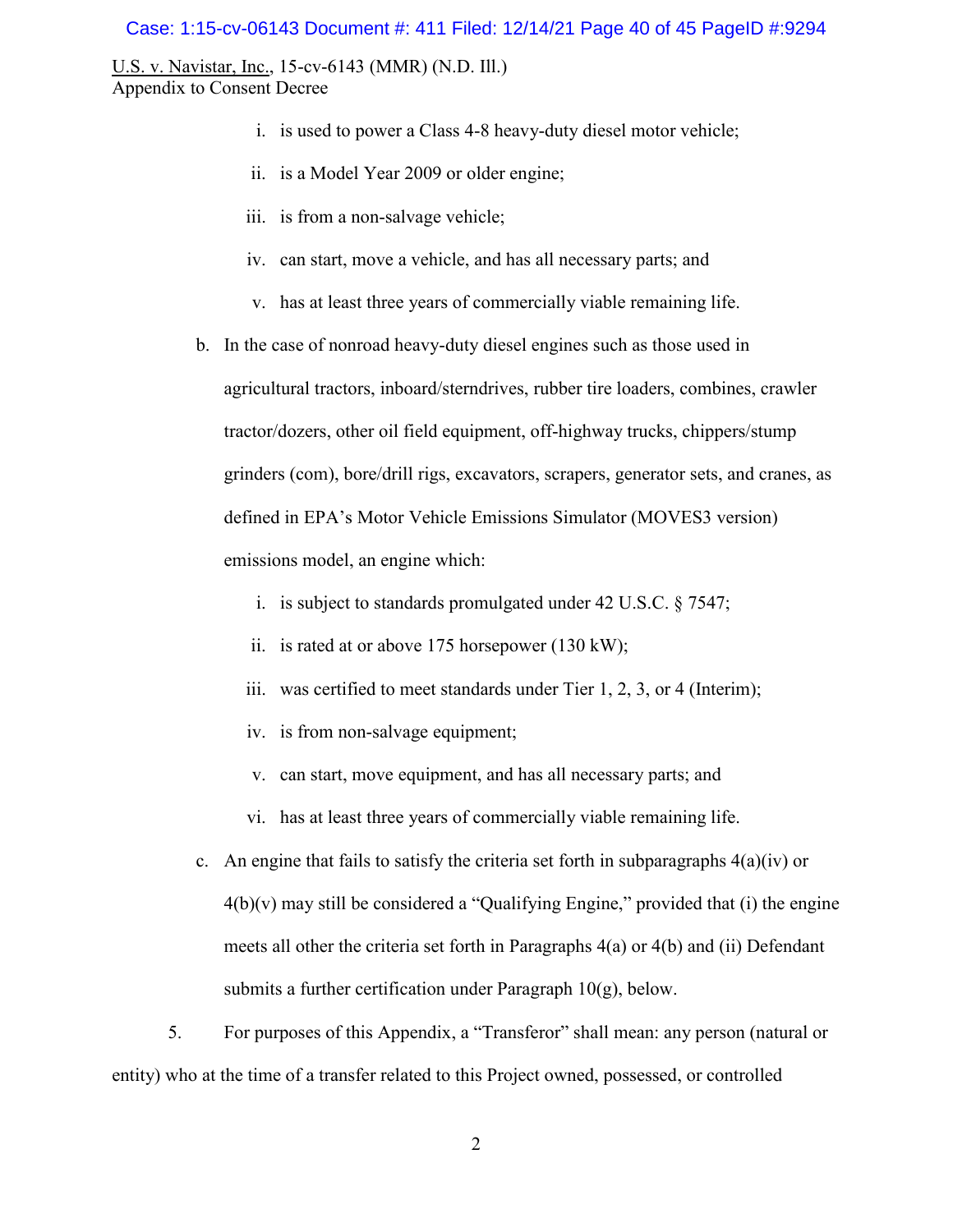i. is used to power a Class 4-8 heavy-duty diesel motor vehicle;

ii. is a Model Year 2009 or older engine;

iii. is from a non-salvage vehicle;

iv. can start, move a vehicle, and has all necessary parts; and

v. has at least three years of commercially viable remaining life.

b. In the case of nonroad heavy-duty diesel engines such as those used in agricultural tractors, inboard/sterndrives, rubber tire loaders, combines, crawler tractor/dozers, other oil field equipment, off-highway trucks, chippers/stump grinders (com), bore/drill rigs, excavators, scrapers, generator sets, and cranes, as defined in EPA's Motor Vehicle Emissions Simulator (MOVES3 version) emissions model, an engine which:

i. is subject to standards promulgated under 42 U.S.C. § 7547;

ii. is rated at or above 175 horsepower (130 kW);

iii. was certified to meet standards under Tier 1, 2, 3, or 4 (Interim);

iv. is from non-salvage equipment;

v. can start, move equipment, and has all necessary parts; and

vi. has at least three years of commercially viable remaining life.

c. An engine that fails to satisfy the criteria set forth in subparagraphs 4(a)(iv) or 4(b)(v) may still be considered a "Qualifying Engine," provided that (i) the engine meets all other the criteria set forth in Paragraphs 4(a) or 4(b) and (ii) Defendant submits a further certification under Paragraph 10(g), below.

5. For purposes of this Appendix, a "Transferor" shall mean: any person (natural or entity) who at the time of a transfer related to this Project owned, possessed, or controlled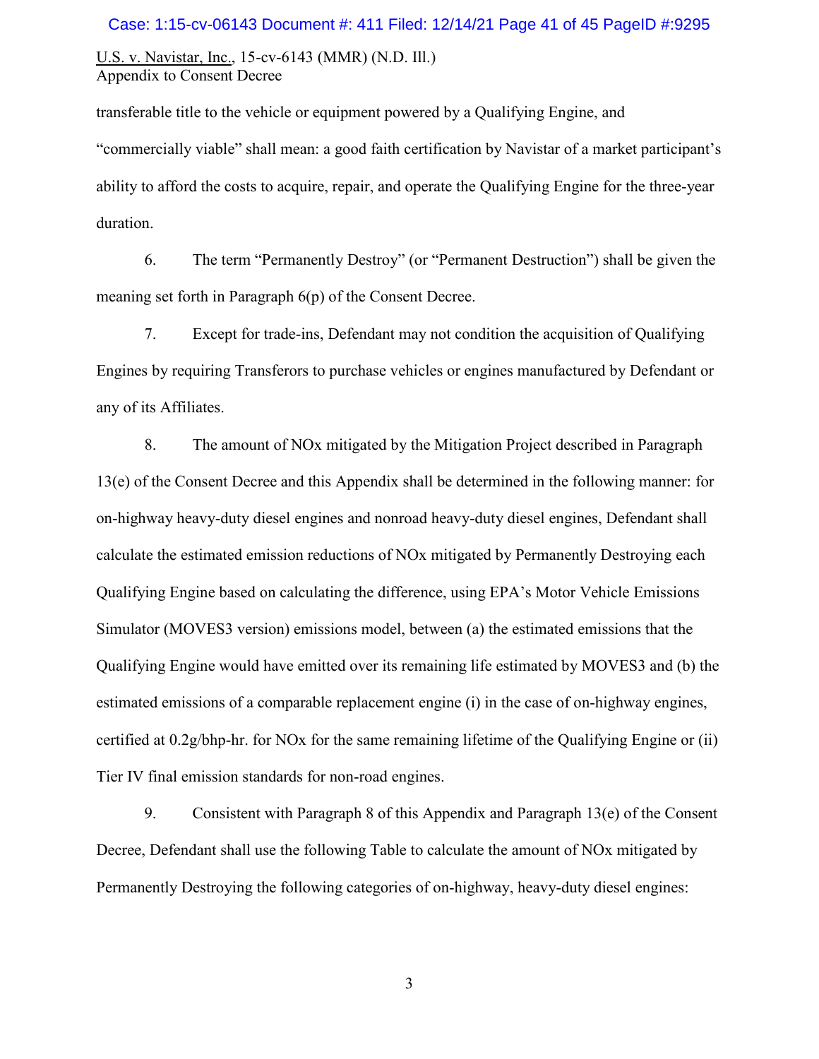transferable title to the vehicle or equipment powered by a Qualifying Engine, and "commercially viable" shall mean: a good faith certification by Navistar of a market participant's ability to afford the costs to acquire, repair, and operate the Qualifying Engine for the three-year duration.

6. The term "Permanently Destroy" (or "Permanent Destruction") shall be given the meaning set forth in Paragraph 6(p) of the Consent Decree.

7. Except for trade-ins, Defendant may not condition the acquisition of Qualifying Engines by requiring Transferors to purchase vehicles or engines manufactured by Defendant or any of its Affiliates.

8. The amount of NOx mitigated by the Mitigation Project described in Paragraph 13(e) of the Consent Decree and this Appendix shall be determined in the following manner: for on-highway heavy-duty diesel engines and nonroad heavy-duty diesel engines, Defendant shall calculate the estimated emission reductions of NOx mitigated by Permanently Destroying each Qualifying Engine based on calculating the difference, using EPA's Motor Vehicle Emissions Simulator (MOVES3 version) emissions model, between (a) the estimated emissions that the Qualifying Engine would have emitted over its remaining life estimated by MOVES3 and (b) the estimated emissions of a comparable replacement engine (i) in the case of on-highway engines, certified at 0.2g/bhp-hr. for NOx for the same remaining lifetime of the Qualifying Engine or (ii) Tier IV final emission standards for non-road engines.

9. Consistent with Paragraph 8 of this Appendix and Paragraph 13(e) of the Consent Decree, Defendant shall use the following Table to calculate the amount of NOx mitigated by Permanently Destroying the following categories of on-highway, heavy-duty diesel engines: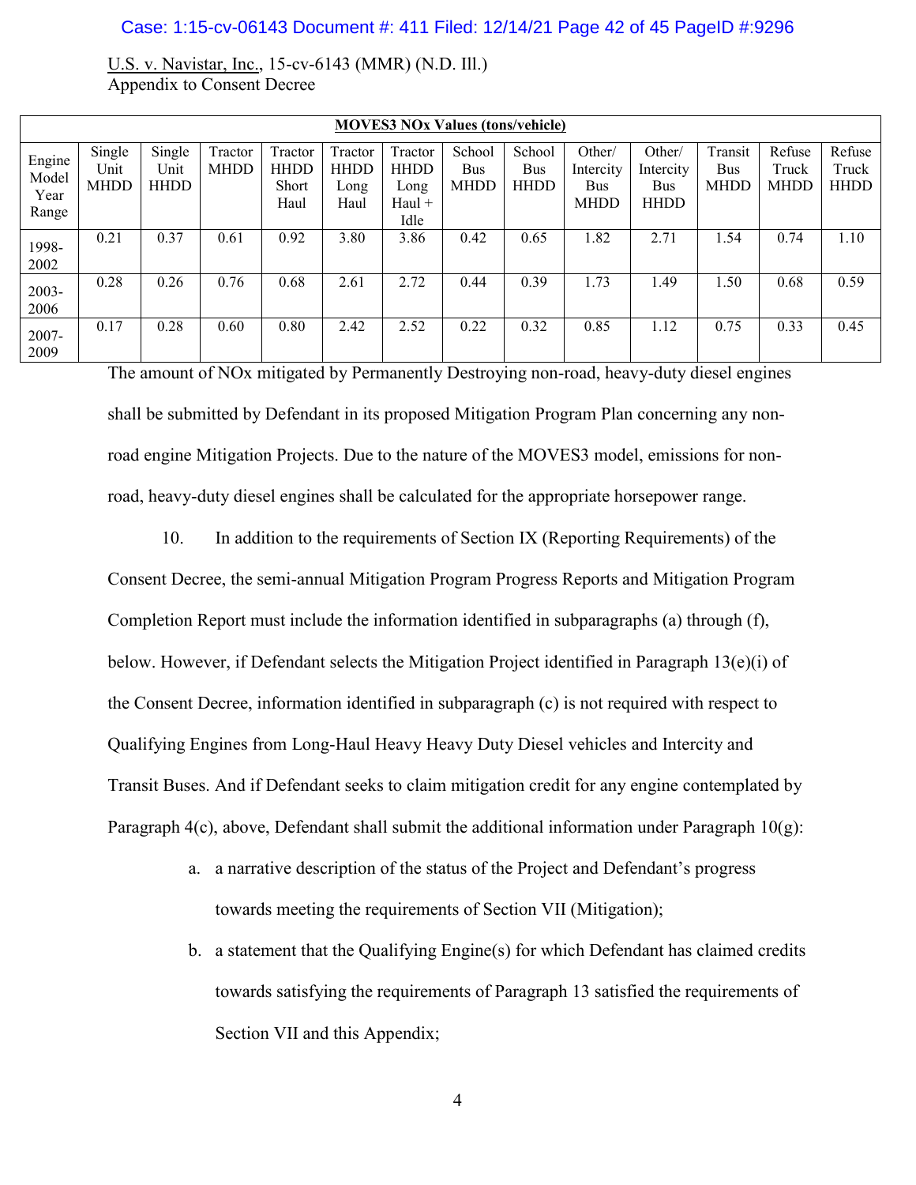U.S. v. Navistar, Inc., 15-cv-6143 (MMR) (N.D. Ill.)
Appendix to Consent Decree

| MOVES3 NOx Values (tons/vehicle) | | | | | | | | | | | | | |
|---|---|---|---|---|---|---|---|---|---|---|---|---|---|
| Engine Model Year Range | Single Unit MHDD | Single Unit HHDD | Tractor MHDD | Tractor HHDD Short Haul | Tractor HHDD Long Haul | Tractor HHDD Long Haul + Idle | School Bus MHDD | School Bus HHDD | Other/ Intercity Bus MHDD | Other/ Intercity Bus HHDD | Transit Bus MHDD | Refuse Truck MHDD | Refuse Truck HHDD |
| 1998-2002 | 0.21 | 0.37 | 0.61 | 0.92 | 3.80 | 3.86 | 0.42 | 0.65 | 1.82 | 2.71 | 1.54 | 0.74 | 1.10 |
| 2003-2006 | 0.28 | 0.26 | 0.76 | 0.68 | 2.61 | 2.72 | 0.44 | 0.39 | 1.73 | 1.49 | 1.50 | 0.68 | 0.59 |
| 2007-2009 | 0.17 | 0.28 | 0.60 | 0.80 | 2.42 | 2.52 | 0.22 | 0.32 | 0.85 | 1.12 | 0.75 | 0.33 | 0.45 |

The amount of NOx mitigated by Permanently Destroying non-road, heavy-duty diesel engines shall be submitted by Defendant in its proposed Mitigation Program Plan concerning any non-road engine Mitigation Projects. Due to the nature of the MOVES3 model, emissions for non-road, heavy-duty diesel engines shall be calculated for the appropriate horsepower range.

10. In addition to the requirements of Section IX (Reporting Requirements) of the Consent Decree, the semi-annual Mitigation Program Progress Reports and Mitigation Program Completion Report must include the information identified in subparagraphs (a) through (f), below. However, if Defendant selects the Mitigation Project identified in Paragraph 13(e)(i) of the Consent Decree, information identified in subparagraph (c) is not required with respect to Qualifying Engines from Long-Haul Heavy Heavy Duty Diesel vehicles and Intercity and Transit Buses. And if Defendant seeks to claim mitigation credit for any engine contemplated by Paragraph 4(c), above, Defendant shall submit the additional information under Paragraph 10(g):

a. a narrative description of the status of the Project and Defendant's progress towards meeting the requirements of Section VII (Mitigation);

b. a statement that the Qualifying Engine(s) for which Defendant has claimed credits towards satisfying the requirements of Paragraph 13 satisfied the requirements of Section VII and this Appendix;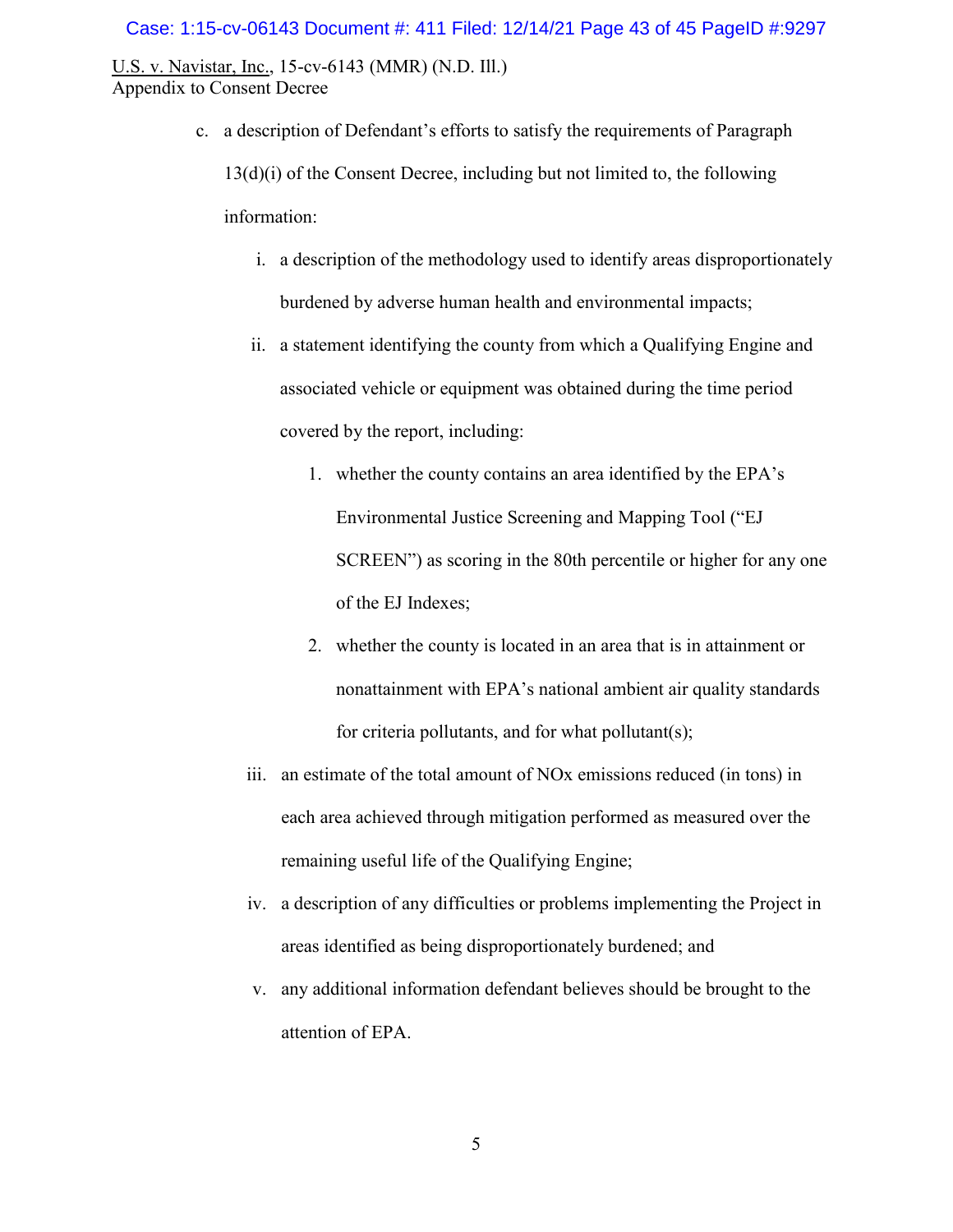U.S. v. Navistar, Inc., 15-cv-6143 (MMR) (N.D. Ill.)
Appendix to Consent Decree

c. a description of Defendant's efforts to satisfy the requirements of Paragraph 13(d)(i) of the Consent Decree, including but not limited to, the following information:

   i. a description of the methodology used to identify areas disproportionately burdened by adverse human health and environmental impacts;

   ii. a statement identifying the county from which a Qualifying Engine and associated vehicle or equipment was obtained during the time period covered by the report, including:

      1. whether the county contains an area identified by the EPA's Environmental Justice Screening and Mapping Tool ("EJ SCREEN") as scoring in the 80th percentile or higher for any one of the EJ Indexes;

      2. whether the county is located in an area that is in attainment or nonattainment with EPA's national ambient air quality standards for criteria pollutants, and for what pollutant(s);

   iii. an estimate of the total amount of NOx emissions reduced (in tons) in each area achieved through mitigation performed as measured over the remaining useful life of the Qualifying Engine;

   iv. a description of any difficulties or problems implementing the Project in areas identified as being disproportionately burdened; and

   v. any additional information defendant believes should be brought to the attention of EPA.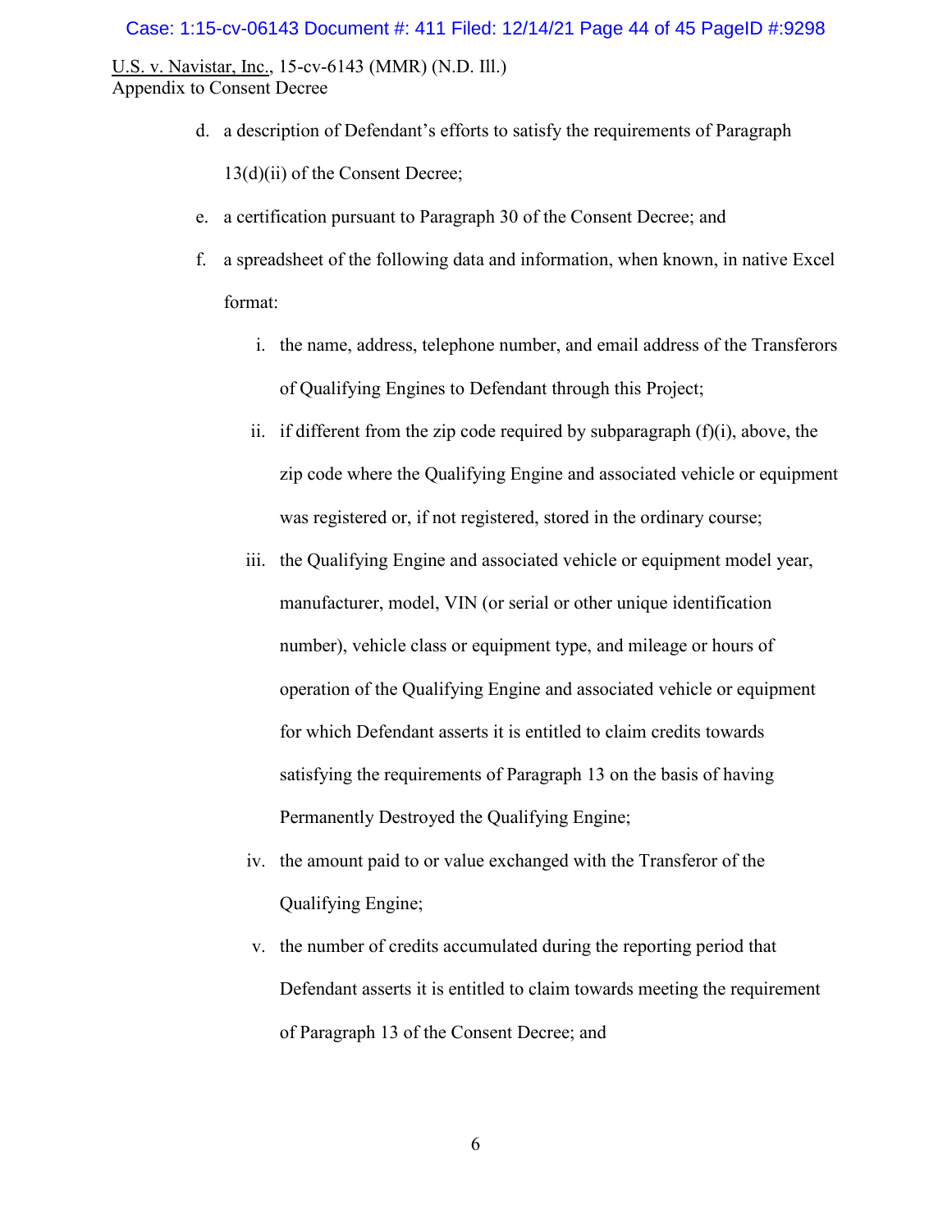d. a description of Defendant's efforts to satisfy the requirements of Paragraph 13(d)(ii) of the Consent Decree;

e. a certification pursuant to Paragraph 30 of the Consent Decree; and

f. a spreadsheet of the following data and information, when known, in native Excel format:

   i. the name, address, telephone number, and email address of the Transferors of Qualifying Engines to Defendant through this Project;

   ii. if different from the zip code required by subparagraph (f)(i), above, the zip code where the Qualifying Engine and associated vehicle or equipment was registered or, if not registered, stored in the ordinary course;

   iii. the Qualifying Engine and associated vehicle or equipment model year, manufacturer, model, VIN (or serial or other unique identification number), vehicle class or equipment type, and mileage or hours of operation of the Qualifying Engine and associated vehicle or equipment for which Defendant asserts it is entitled to claim credits towards satisfying the requirements of Paragraph 13 on the basis of having Permanently Destroyed the Qualifying Engine;

   iv. the amount paid to or value exchanged with the Transferor of the Qualifying Engine;

   v. the number of credits accumulated during the reporting period that Defendant asserts it is entitled to claim towards meeting the requirement of Paragraph 13 of the Consent Decree; and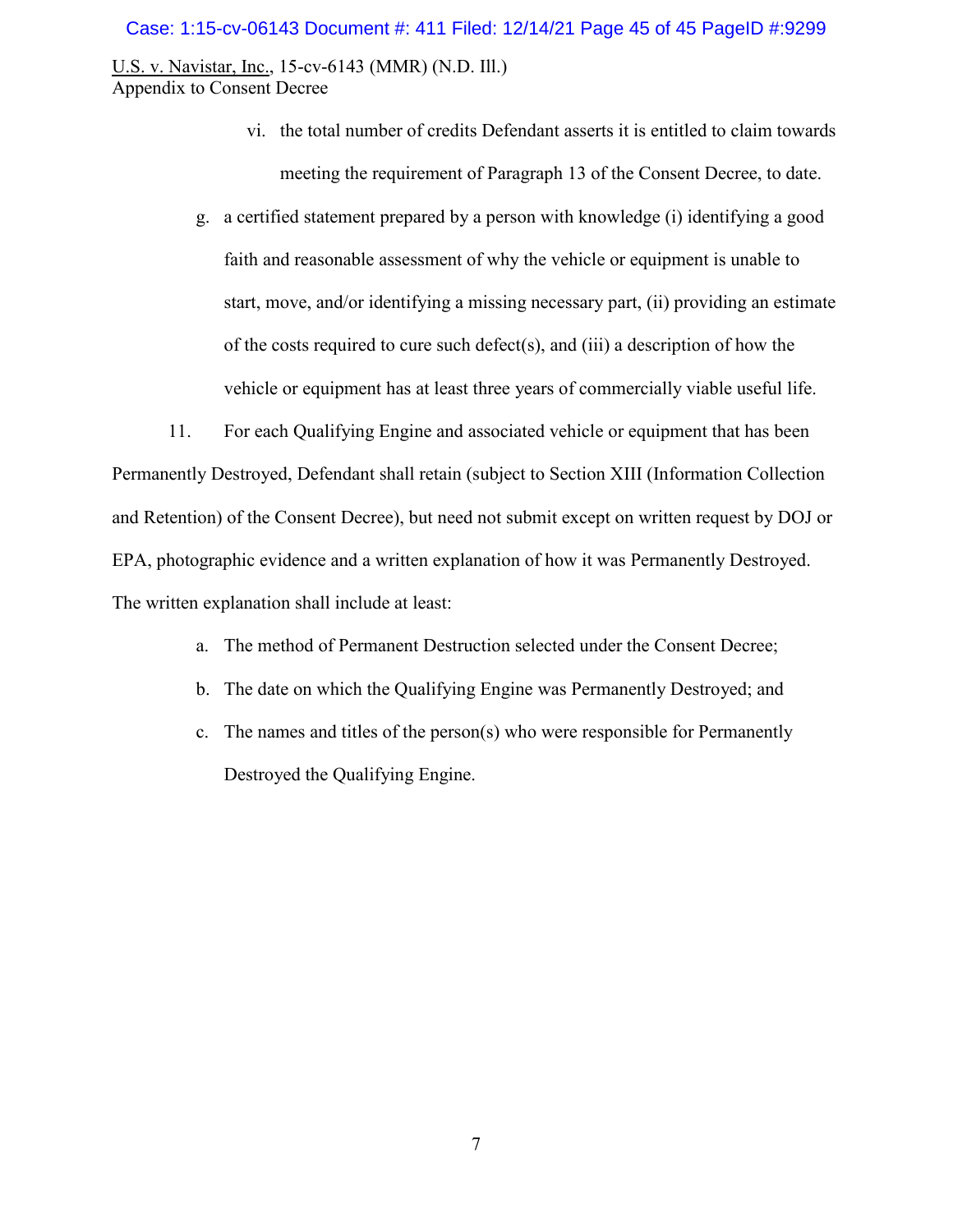vi. the total number of credits Defendant asserts it is entitled to claim towards meeting the requirement of Paragraph 13 of the Consent Decree, to date.

g. a certified statement prepared by a person with knowledge (i) identifying a good faith and reasonable assessment of why the vehicle or equipment is unable to start, move, and/or identifying a missing necessary part, (ii) providing an estimate of the costs required to cure such defect(s), and (iii) a description of how the vehicle or equipment has at least three years of commercially viable useful life.

11. For each Qualifying Engine and associated vehicle or equipment that has been Permanently Destroyed, Defendant shall retain (subject to Section XIII (Information Collection and Retention) of the Consent Decree), but need not submit except on written request by DOJ or EPA, photographic evidence and a written explanation of how it was Permanently Destroyed. The written explanation shall include at least:

a. The method of Permanent Destruction selected under the Consent Decree;

b. The date on which the Qualifying Engine was Permanently Destroyed; and

c. The names and titles of the person(s) who were responsible for Permanently Destroyed the Qualifying Engine.